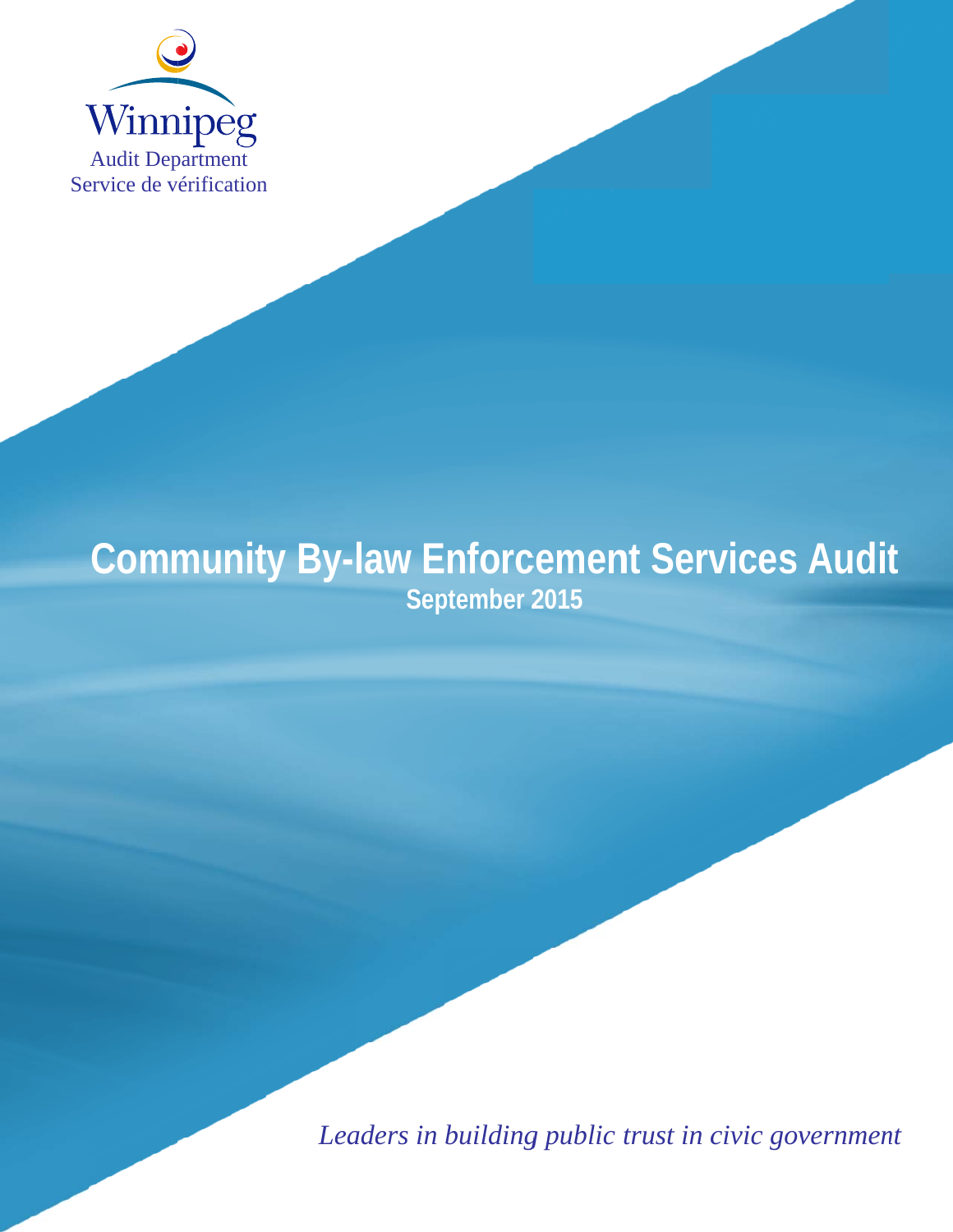Winnipeg

Audit Department

Service de vérification

# Community By-law Enforcement Services Audit

**September 2015**

*Leaders in building public trust in civic government*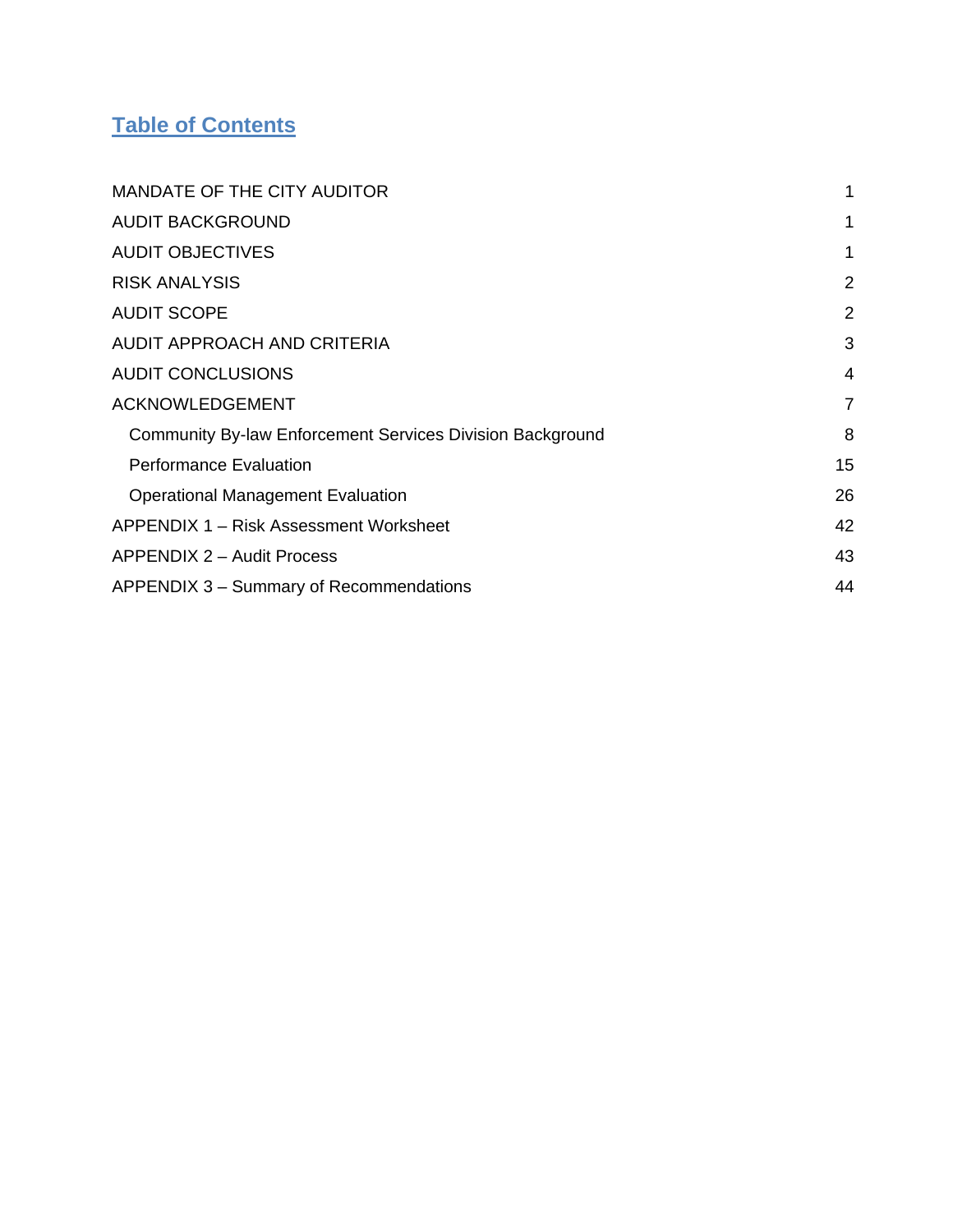# Table of Contents

| | |
|---|---|
| MANDATE OF THE CITY AUDITOR | 1 |
| AUDIT BACKGROUND | 1 |
| AUDIT OBJECTIVES | 1 |
| RISK ANALYSIS | 2 |
| AUDIT SCOPE | 2 |
| AUDIT APPROACH AND CRITERIA | 3 |
| AUDIT CONCLUSIONS | 4 |
| ACKNOWLEDGEMENT | 7 |
| Community By-law Enforcement Services Division Background | 8 |
| Performance Evaluation | 15 |
| Operational Management Evaluation | 26 |
| APPENDIX 1 – Risk Assessment Worksheet | 42 |
| APPENDIX 2 – Audit Process | 43 |
| APPENDIX 3 – Summary of Recommendations | 44 |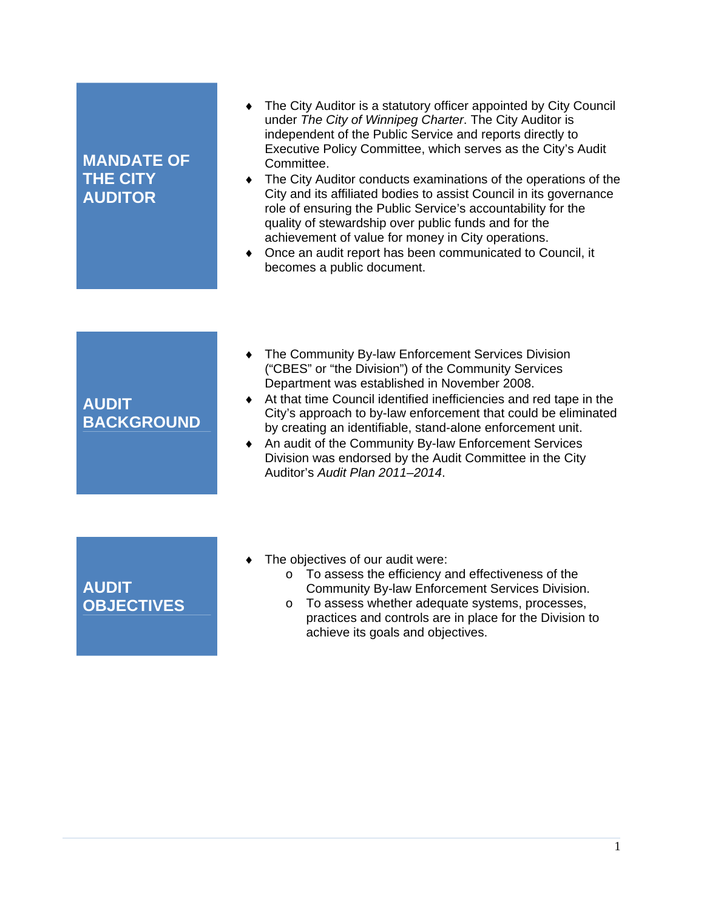## MANDATE OF THE CITY AUDITOR

- The City Auditor is a statutory officer appointed by City Council under *The City of Winnipeg Charter*. The City Auditor is independent of the Public Service and reports directly to Executive Policy Committee, which serves as the City's Audit Committee.
- The City Auditor conducts examinations of the operations of the City and its affiliated bodies to assist Council in its governance role of ensuring the Public Service's accountability for the quality of stewardship over public funds and for the achievement of value for money in City operations.
- Once an audit report has been communicated to Council, it becomes a public document.

## AUDIT BACKGROUND

- The Community By-law Enforcement Services Division ("CBES" or "the Division") of the Community Services Department was established in November 2008.
- At that time Council identified inefficiencies and red tape in the City's approach to by-law enforcement that could be eliminated by creating an identifiable, stand-alone enforcement unit.
- An audit of the Community By-law Enforcement Services Division was endorsed by the Audit Committee in the City Auditor's *Audit Plan 2011–2014*.

## AUDIT OBJECTIVES

- The objectives of our audit were:
  - To assess the efficiency and effectiveness of the Community By-law Enforcement Services Division.
  - To assess whether adequate systems, processes, practices and controls are in place for the Division to achieve its goals and objectives.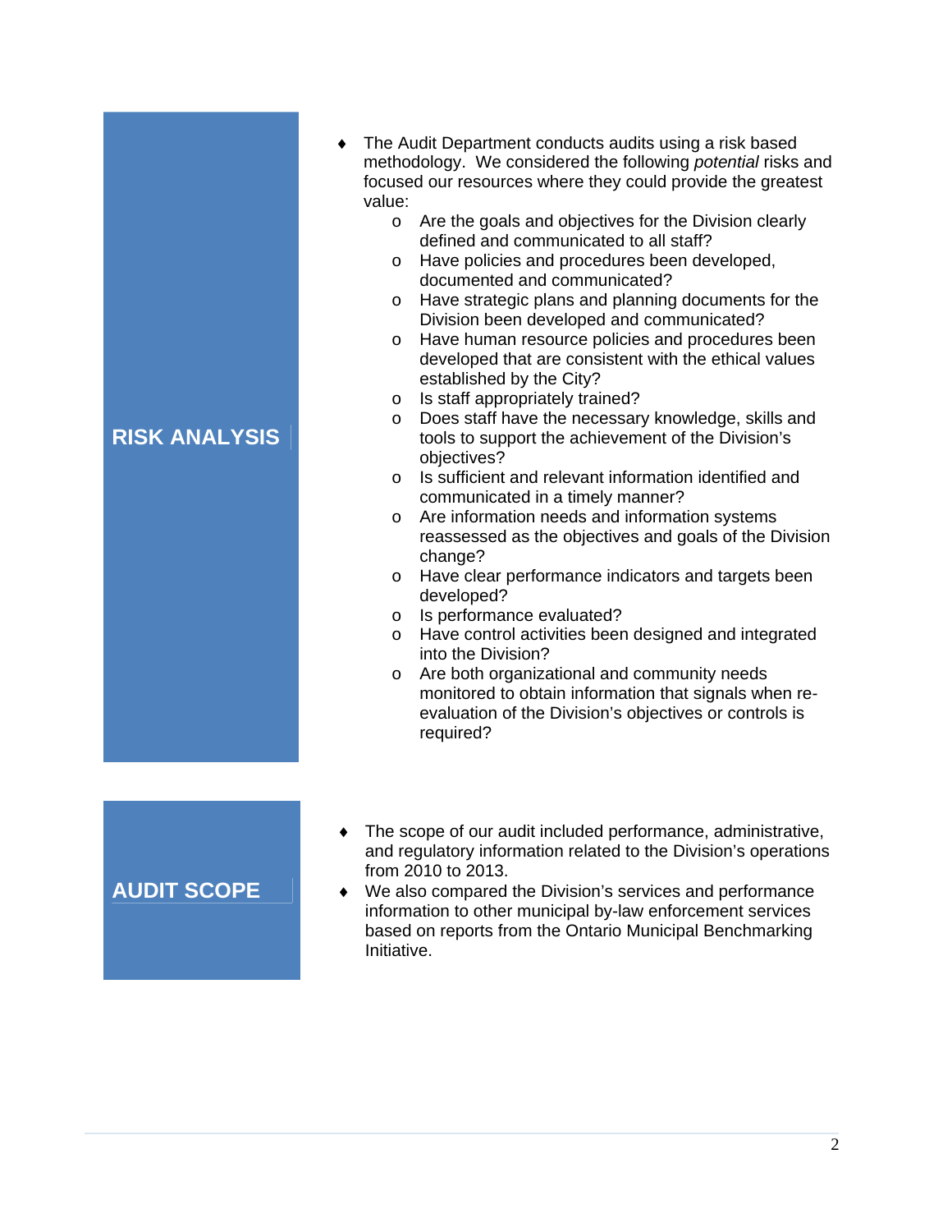## RISK ANALYSIS

- The Audit Department conducts audits using a risk based methodology. We considered the following *potential* risks and focused our resources where they could provide the greatest value:
  - Are the goals and objectives for the Division clearly defined and communicated to all staff?
  - Have policies and procedures been developed, documented and communicated?
  - Have strategic plans and planning documents for the Division been developed and communicated?
  - Have human resource policies and procedures been developed that are consistent with the ethical values established by the City?
  - Is staff appropriately trained?
  - Does staff have the necessary knowledge, skills and tools to support the achievement of the Division's objectives?
  - Is sufficient and relevant information identified and communicated in a timely manner?
  - Are information needs and information systems reassessed as the objectives and goals of the Division change?
  - Have clear performance indicators and targets been developed?
  - Is performance evaluated?
  - Have control activities been designed and integrated into the Division?
  - Are both organizational and community needs monitored to obtain information that signals when re-evaluation of the Division's objectives or controls is required?

## AUDIT SCOPE

- The scope of our audit included performance, administrative, and regulatory information related to the Division's operations from 2010 to 2013.
- We also compared the Division's services and performance information to other municipal by-law enforcement services based on reports from the Ontario Municipal Benchmarking Initiative.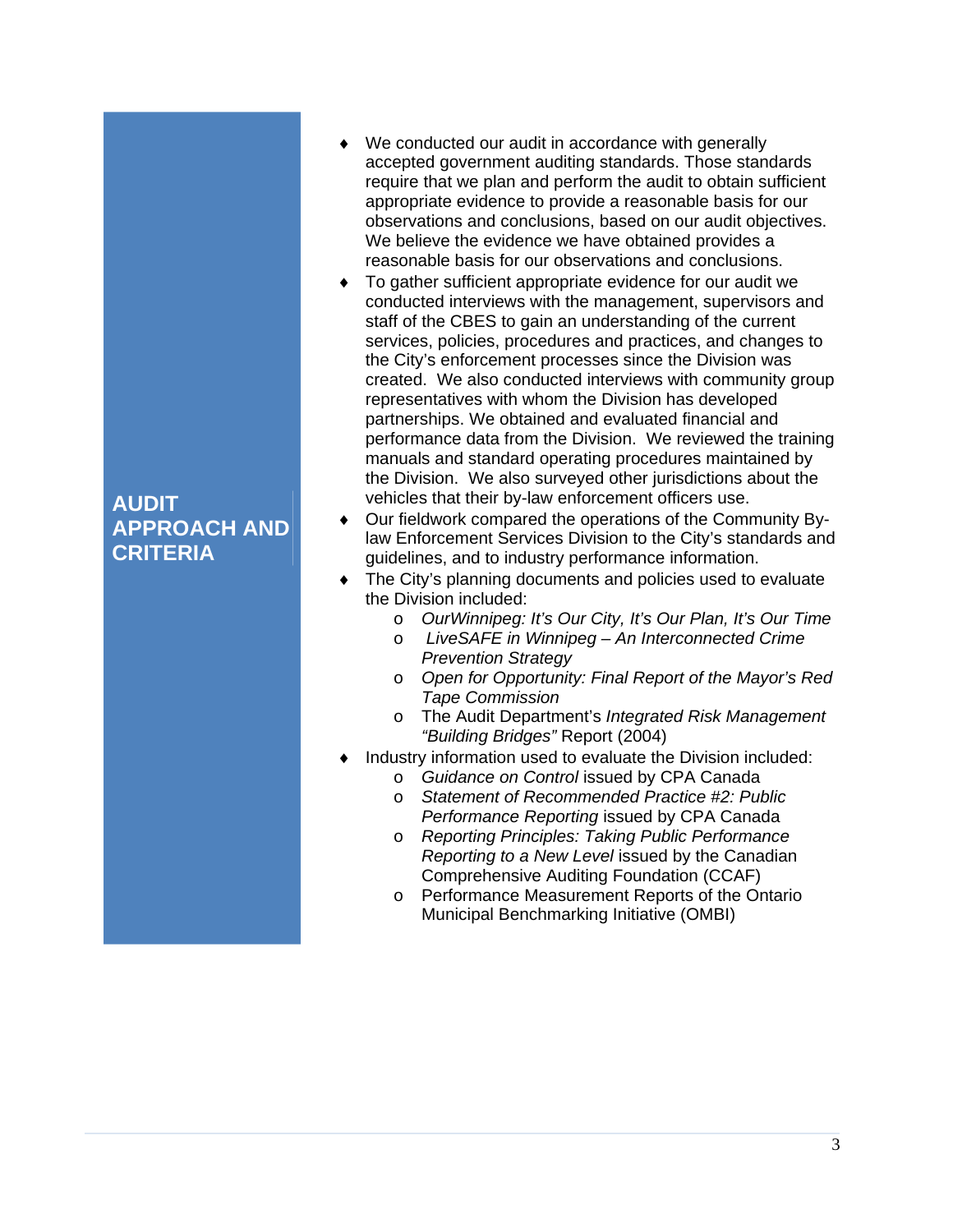## AUDIT APPROACH AND CRITERIA

- We conducted our audit in accordance with generally accepted government auditing standards. Those standards require that we plan and perform the audit to obtain sufficient appropriate evidence to provide a reasonable basis for our observations and conclusions, based on our audit objectives. We believe the evidence we have obtained provides a reasonable basis for our observations and conclusions.
- To gather sufficient appropriate evidence for our audit we conducted interviews with the management, supervisors and staff of the CBES to gain an understanding of the current services, policies, procedures and practices, and changes to the City's enforcement processes since the Division was created. We also conducted interviews with community group representatives with whom the Division has developed partnerships. We obtained and evaluated financial and performance data from the Division. We reviewed the training manuals and standard operating procedures maintained by the Division. We also surveyed other jurisdictions about the vehicles that their by-law enforcement officers use.
- Our fieldwork compared the operations of the Community By-law Enforcement Services Division to the City's standards and guidelines, and to industry performance information.
- The City's planning documents and policies used to evaluate the Division included:
    - *OurWinnipeg: It's Our City, It's Our Plan, It's Our Time*
    - *LiveSAFE in Winnipeg – An Interconnected Crime Prevention Strategy*
    - *Open for Opportunity: Final Report of the Mayor's Red Tape Commission*
    - The Audit Department's *Integrated Risk Management "Building Bridges"* Report (2004)
- Industry information used to evaluate the Division included:
    - *Guidance on Control* issued by CPA Canada
    - *Statement of Recommended Practice #2: Public Performance Reporting* issued by CPA Canada
    - *Reporting Principles: Taking Public Performance Reporting to a New Level* issued by the Canadian Comprehensive Auditing Foundation (CCAF)
    - Performance Measurement Reports of the Ontario Municipal Benchmarking Initiative (OMBI)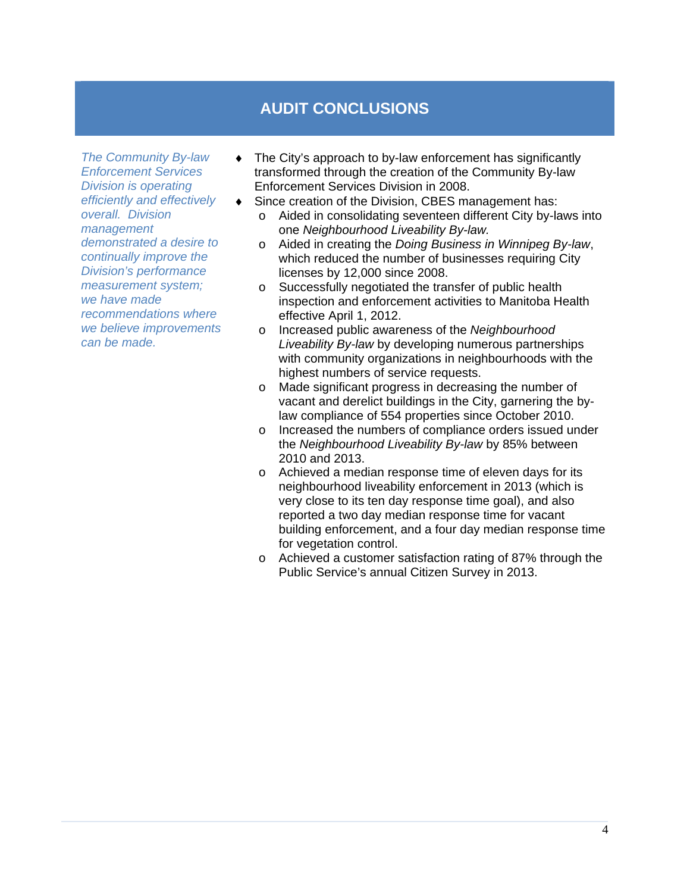# AUDIT CONCLUSIONS

*The Community By-law Enforcement Services Division is operating efficiently and effectively overall. Division management demonstrated a desire to continually improve the Division's performance measurement system; we have made recommendations where we believe improvements can be made.*

- The City's approach to by-law enforcement has significantly transformed through the creation of the Community By-law Enforcement Services Division in 2008.
- Since creation of the Division, CBES management has:
  - Aided in consolidating seventeen different City by-laws into one *Neighbourhood Liveability By-law.*
  - Aided in creating the *Doing Business in Winnipeg By-law*, which reduced the number of businesses requiring City licenses by 12,000 since 2008.
  - Successfully negotiated the transfer of public health inspection and enforcement activities to Manitoba Health effective April 1, 2012.
  - Increased public awareness of the *Neighbourhood Liveability By-law* by developing numerous partnerships with community organizations in neighbourhoods with the highest numbers of service requests.
  - Made significant progress in decreasing the number of vacant and derelict buildings in the City, garnering the by-law compliance of 554 properties since October 2010.
  - Increased the numbers of compliance orders issued under the *Neighbourhood Liveability By-law* by 85% between 2010 and 2013.
  - Achieved a median response time of eleven days for its neighbourhood liveability enforcement in 2013 (which is very close to its ten day response time goal), and also reported a two day median response time for vacant building enforcement, and a four day median response time for vegetation control.
  - Achieved a customer satisfaction rating of 87% through the Public Service's annual Citizen Survey in 2013.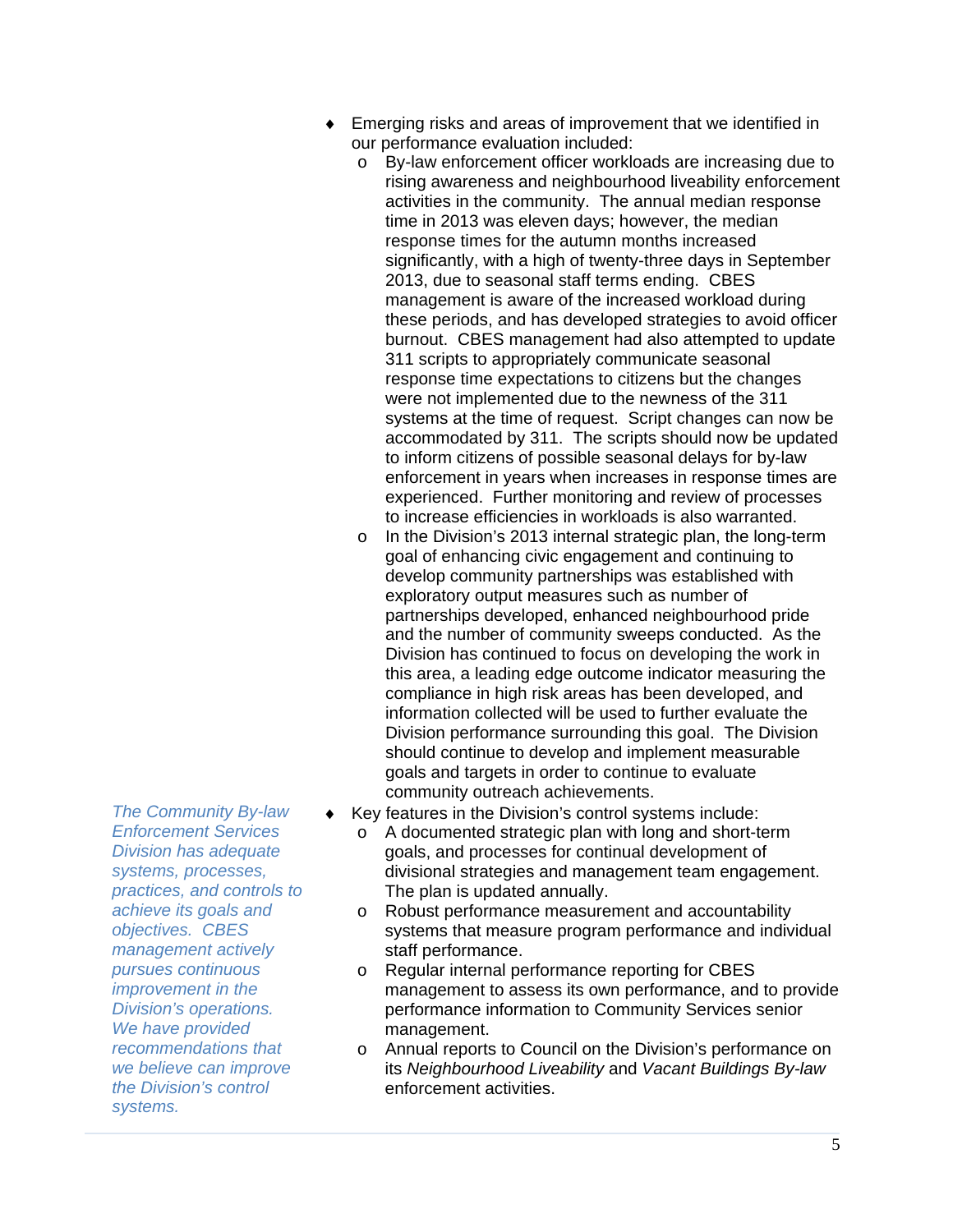- Emerging risks and areas of improvement that we identified in our performance evaluation included:
    - By-law enforcement officer workloads are increasing due to rising awareness and neighbourhood liveability enforcement activities in the community. The annual median response time in 2013 was eleven days; however, the median response times for the autumn months increased significantly, with a high of twenty-three days in September 2013, due to seasonal staff terms ending. CBES management is aware of the increased workload during these periods, and has developed strategies to avoid officer burnout. CBES management had also attempted to update 311 scripts to appropriately communicate seasonal response time expectations to citizens but the changes were not implemented due to the newness of the 311 systems at the time of request. Script changes can now be accommodated by 311. The scripts should now be updated to inform citizens of possible seasonal delays for by-law enforcement in years when increases in response times are experienced. Further monitoring and review of processes to increase efficiencies in workloads is also warranted.
    - In the Division's 2013 internal strategic plan, the long-term goal of enhancing civic engagement and continuing to develop community partnerships was established with exploratory output measures such as number of partnerships developed, enhanced neighbourhood pride and the number of community sweeps conducted. As the Division has continued to focus on developing the work in this area, a leading edge outcome indicator measuring the compliance in high risk areas has been developed, and information collected will be used to further evaluate the Division performance surrounding this goal. The Division should continue to develop and implement measurable goals and targets in order to continue to evaluate community outreach achievements.

*The Community By-law Enforcement Services Division has adequate systems, processes, practices, and controls to achieve its goals and objectives. CBES management actively pursues continuous improvement in the Division's operations. We have provided recommendations that we believe can improve the Division's control systems.*

- Key features in the Division's control systems include:
    - A documented strategic plan with long and short-term goals, and processes for continual development of divisional strategies and management team engagement. The plan is updated annually.
    - Robust performance measurement and accountability systems that measure program performance and individual staff performance.
    - Regular internal performance reporting for CBES management to assess its own performance, and to provide performance information to Community Services senior management.
    - Annual reports to Council on the Division's performance on its *Neighbourhood Liveability* and *Vacant Buildings By-law* enforcement activities.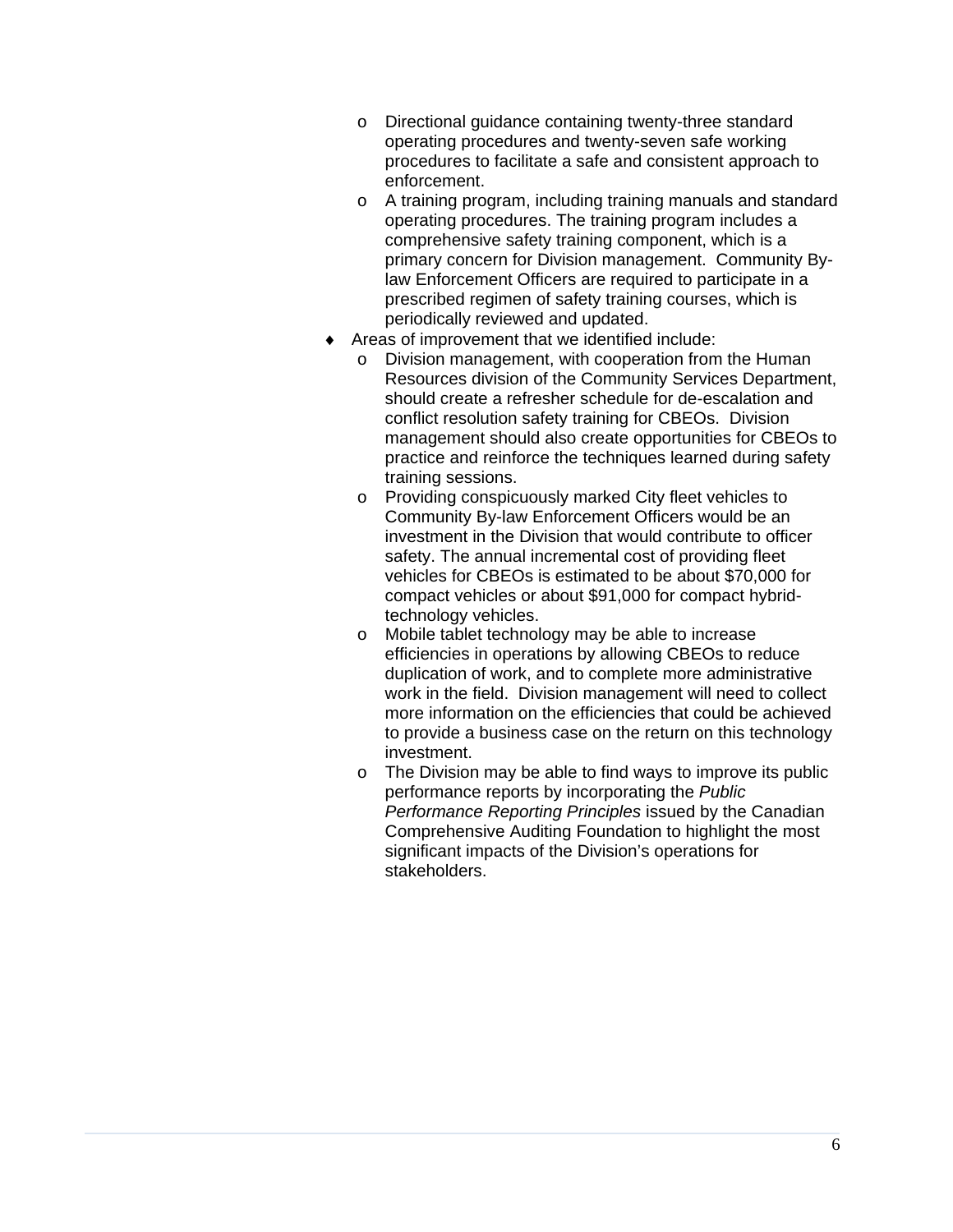- Directional guidance containing twenty-three standard operating procedures and twenty-seven safe working procedures to facilitate a safe and consistent approach to enforcement.
  - A training program, including training manuals and standard operating procedures. The training program includes a comprehensive safety training component, which is a primary concern for Division management. Community By-law Enforcement Officers are required to participate in a prescribed regimen of safety training courses, which is periodically reviewed and updated.
- Areas of improvement that we identified include:
  - Division management, with cooperation from the Human Resources division of the Community Services Department, should create a refresher schedule for de-escalation and conflict resolution safety training for CBEOs. Division management should also create opportunities for CBEOs to practice and reinforce the techniques learned during safety training sessions.
  - Providing conspicuously marked City fleet vehicles to Community By-law Enforcement Officers would be an investment in the Division that would contribute to officer safety. The annual incremental cost of providing fleet vehicles for CBEOs is estimated to be about $70,000 for compact vehicles or about $91,000 for compact hybrid-technology vehicles.
  - Mobile tablet technology may be able to increase efficiencies in operations by allowing CBEOs to reduce duplication of work, and to complete more administrative work in the field. Division management will need to collect more information on the efficiencies that could be achieved to provide a business case on the return on this technology investment.
  - The Division may be able to find ways to improve its public performance reports by incorporating the *Public Performance Reporting Principles* issued by the Canadian Comprehensive Auditing Foundation to highlight the most significant impacts of the Division's operations for stakeholders.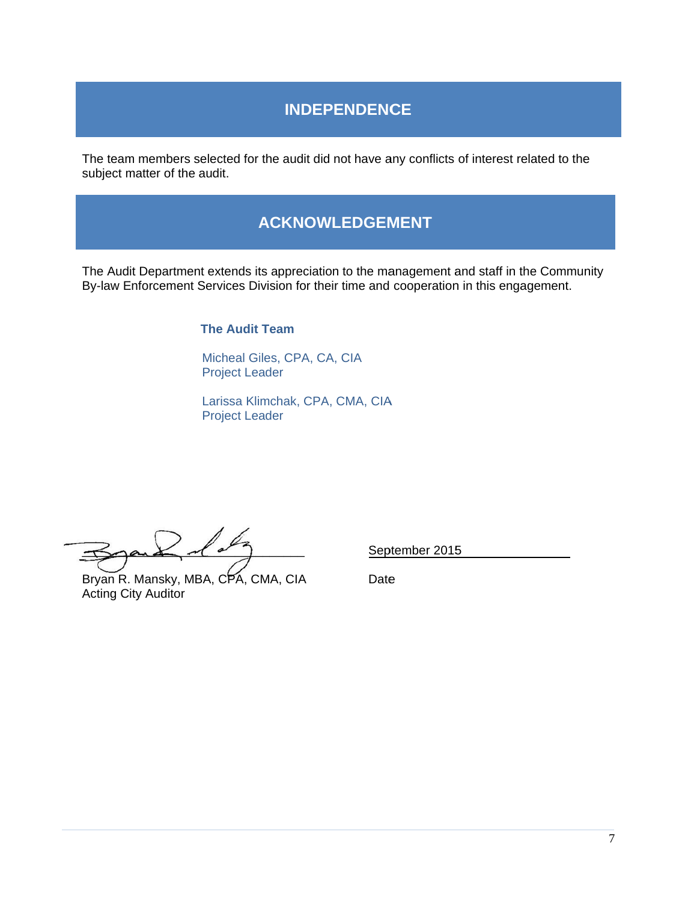## INDEPENDENCE

The team members selected for the audit did not have any conflicts of interest related to the subject matter of the audit.

## ACKNOWLEDGEMENT

The Audit Department extends its appreciation to the management and staff in the Community By-law Enforcement Services Division for their time and cooperation in this engagement.

**The Audit Team**

Micheal Giles, CPA, CA, CIA
Project Leader

Larissa Klimchak, CPA, CMA, CIA
Project Leader

Bryan R. Mansky, MBA, CPA, CMA, CIA
Acting City Auditor

September 2015

Date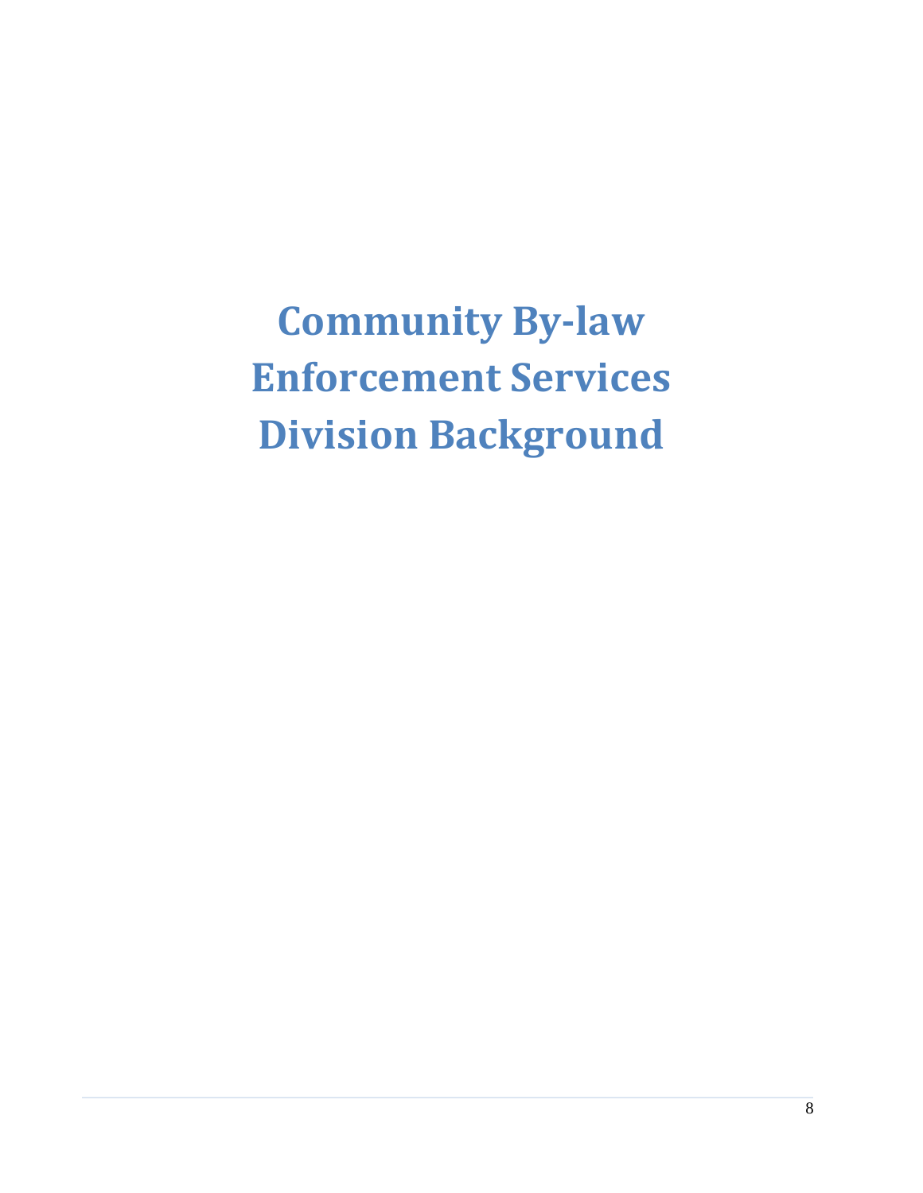# Community By-law Enforcement Services Division Background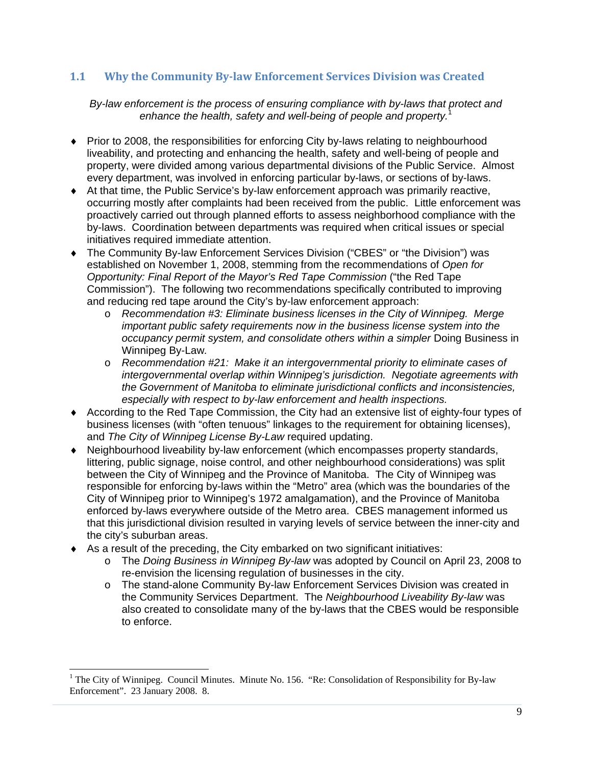## 1.1 Why the Community By-law Enforcement Services Division was Created

*By-law enforcement is the process of ensuring compliance with by-laws that protect and enhance the health, safety and well-being of people and property.*[1]

- Prior to 2008, the responsibilities for enforcing City by-laws relating to neighbourhood liveability, and protecting and enhancing the health, safety and well-being of people and property, were divided among various departmental divisions of the Public Service. Almost every department, was involved in enforcing particular by-laws, or sections of by-laws.
- At that time, the Public Service's by-law enforcement approach was primarily reactive, occurring mostly after complaints had been received from the public. Little enforcement was proactively carried out through planned efforts to assess neighborhood compliance with the by-laws. Coordination between departments was required when critical issues or special initiatives required immediate attention.
- The Community By-law Enforcement Services Division ("CBES" or "the Division") was established on November 1, 2008, stemming from the recommendations of *Open for Opportunity: Final Report of the Mayor's Red Tape Commission* ("the Red Tape Commission"). The following two recommendations specifically contributed to improving and reducing red tape around the City's by-law enforcement approach:
  - *Recommendation #3: Eliminate business licenses in the City of Winnipeg. Merge important public safety requirements now in the business license system into the occupancy permit system, and consolidate others within a simpler* Doing Business in Winnipeg By-Law*.*
  - *Recommendation #21: Make it an intergovernmental priority to eliminate cases of intergovernmental overlap within Winnipeg's jurisdiction. Negotiate agreements with the Government of Manitoba to eliminate jurisdictional conflicts and inconsistencies, especially with respect to by-law enforcement and health inspections.*
- According to the Red Tape Commission, the City had an extensive list of eighty-four types of business licenses (with "often tenuous" linkages to the requirement for obtaining licenses), and *The City of Winnipeg License By-Law* required updating.
- Neighbourhood liveability by-law enforcement (which encompasses property standards, littering, public signage, noise control, and other neighbourhood considerations) was split between the City of Winnipeg and the Province of Manitoba. The City of Winnipeg was responsible for enforcing by-laws within the "Metro" area (which was the boundaries of the City of Winnipeg prior to Winnipeg's 1972 amalgamation), and the Province of Manitoba enforced by-laws everywhere outside of the Metro area. CBES management informed us that this jurisdictional division resulted in varying levels of service between the inner-city and the city's suburban areas.
- As a result of the preceding, the City embarked on two significant initiatives:
  - The *Doing Business in Winnipeg By-law* was adopted by Council on April 23, 2008 to re-envision the licensing regulation of businesses in the city.
  - The stand-alone Community By-law Enforcement Services Division was created in the Community Services Department. The *Neighbourhood Liveability By-law* was also created to consolidate many of the by-laws that the CBES would be responsible to enforce.

[1] The City of Winnipeg. Council Minutes. Minute No. 156. "Re: Consolidation of Responsibility for By-law Enforcement". 23 January 2008. 8.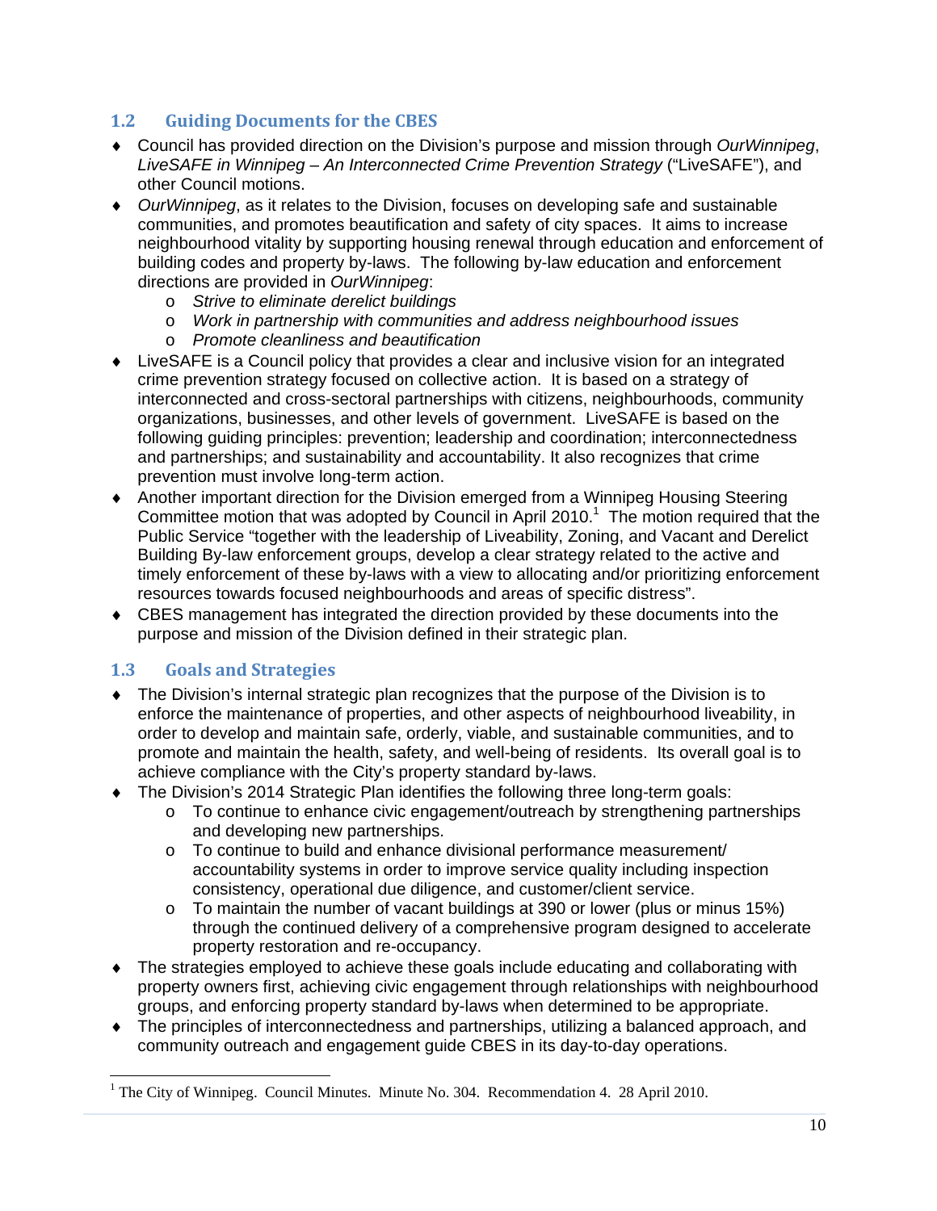## 1.2 Guiding Documents for the CBES

- Council has provided direction on the Division's purpose and mission through *OurWinnipeg*, *LiveSAFE in Winnipeg – An Interconnected Crime Prevention Strategy* ("LiveSAFE"), and other Council motions.
- *OurWinnipeg*, as it relates to the Division, focuses on developing safe and sustainable communities, and promotes beautification and safety of city spaces. It aims to increase neighbourhood vitality by supporting housing renewal through education and enforcement of building codes and property by-laws. The following by-law education and enforcement directions are provided in *OurWinnipeg*:
    - *Strive to eliminate derelict buildings*
    - *Work in partnership with communities and address neighbourhood issues*
    - *Promote cleanliness and beautification*
- LiveSAFE is a Council policy that provides a clear and inclusive vision for an integrated crime prevention strategy focused on collective action. It is based on a strategy of interconnected and cross-sectoral partnerships with citizens, neighbourhoods, community organizations, businesses, and other levels of government. LiveSAFE is based on the following guiding principles: prevention; leadership and coordination; interconnectedness and partnerships; and sustainability and accountability. It also recognizes that crime prevention must involve long-term action.
- Another important direction for the Division emerged from a Winnipeg Housing Steering Committee motion that was adopted by Council in April 2010.[1] The motion required that the Public Service "together with the leadership of Liveability, Zoning, and Vacant and Derelict Building By-law enforcement groups, develop a clear strategy related to the active and timely enforcement of these by-laws with a view to allocating and/or prioritizing enforcement resources towards focused neighbourhoods and areas of specific distress".
- CBES management has integrated the direction provided by these documents into the purpose and mission of the Division defined in their strategic plan.

## 1.3 Goals and Strategies

- The Division's internal strategic plan recognizes that the purpose of the Division is to enforce the maintenance of properties, and other aspects of neighbourhood liveability, in order to develop and maintain safe, orderly, viable, and sustainable communities, and to promote and maintain the health, safety, and well-being of residents. Its overall goal is to achieve compliance with the City's property standard by-laws.
- The Division's 2014 Strategic Plan identifies the following three long-term goals:
    - To continue to enhance civic engagement/outreach by strengthening partnerships and developing new partnerships.
    - To continue to build and enhance divisional performance measurement/ accountability systems in order to improve service quality including inspection consistency, operational due diligence, and customer/client service.
    - To maintain the number of vacant buildings at 390 or lower (plus or minus 15%) through the continued delivery of a comprehensive program designed to accelerate property restoration and re-occupancy.
- The strategies employed to achieve these goals include educating and collaborating with property owners first, achieving civic engagement through relationships with neighbourhood groups, and enforcing property standard by-laws when determined to be appropriate.
- The principles of interconnectedness and partnerships, utilizing a balanced approach, and community outreach and engagement guide CBES in its day-to-day operations.

---

[1] The City of Winnipeg. Council Minutes. Minute No. 304. Recommendation 4. 28 April 2010.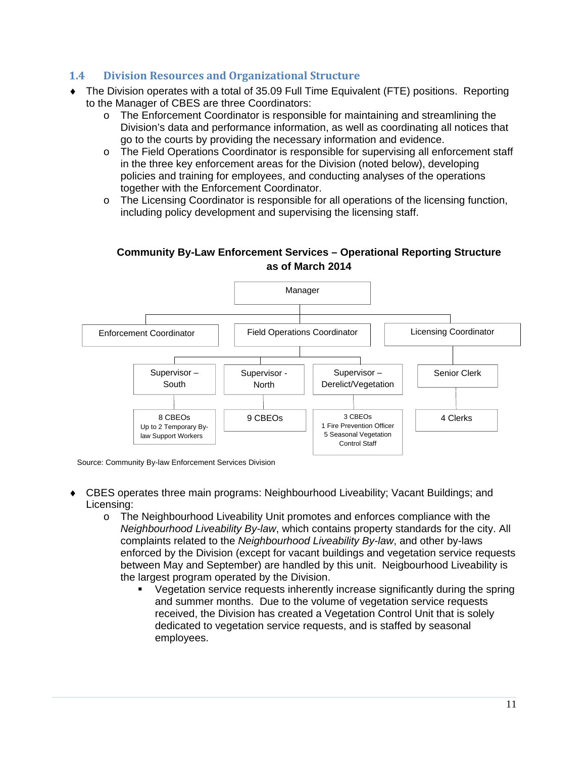## 1.4 Division Resources and Organizational Structure

- The Division operates with a total of 35.09 Full Time Equivalent (FTE) positions. Reporting to the Manager of CBES are three Coordinators:
  - The Enforcement Coordinator is responsible for maintaining and streamlining the Division's data and performance information, as well as coordinating all notices that go to the courts by providing the necessary information and evidence.
  - The Field Operations Coordinator is responsible for supervising all enforcement staff in the three key enforcement areas for the Division (noted below), developing policies and training for employees, and conducting analyses of the operations together with the Enforcement Coordinator.
  - The Licensing Coordinator is responsible for all operations of the licensing function, including policy development and supervising the licensing staff.

**Community By-Law Enforcement Services – Operational Reporting Structure as of March 2014**

- Manager
  - Enforcement Coordinator
  - Field Operations Coordinator
    - Supervisor – South
      - 8 CBEOs; Up to 2 Temporary By-law Support Workers
    - Supervisor - North
      - 9 CBEOs
    - Supervisor – Derelict/Vegetation
      - 3 CBEOs; 1 Fire Prevention Officer; 5 Seasonal Vegetation Control Staff
  - Licensing Coordinator
    - Senior Clerk
      - 4 Clerks

Source: Community By-law Enforcement Services Division

- CBES operates three main programs: Neighbourhood Liveability; Vacant Buildings; and Licensing:
  - The Neighbourhood Liveability Unit promotes and enforces compliance with the *Neighbourhood Liveability By-law*, which contains property standards for the city. All complaints related to the *Neighbourhood Liveability By-law*, and other by-laws enforced by the Division (except for vacant buildings and vegetation service requests between May and September) are handled by this unit. Neigbourhood Liveability is the largest program operated by the Division.
    - Vegetation service requests inherently increase significantly during the spring and summer months. Due to the volume of vegetation service requests received, the Division has created a Vegetation Control Unit that is solely dedicated to vegetation service requests, and is staffed by seasonal employees.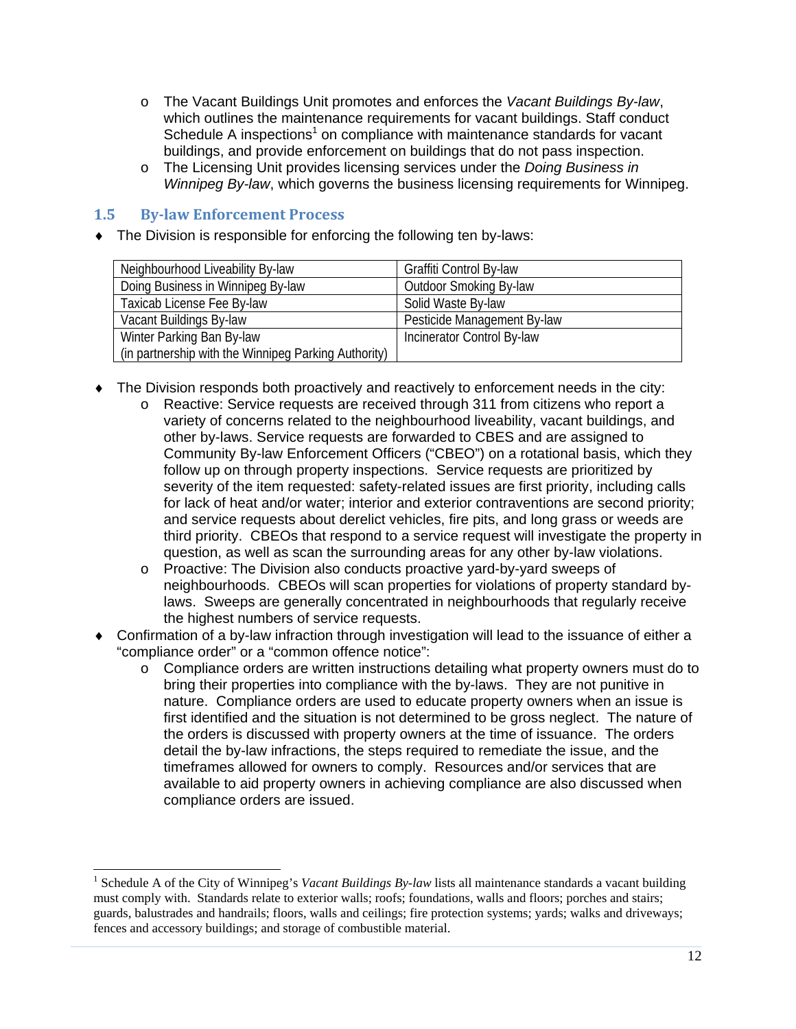- The Vacant Buildings Unit promotes and enforces the *Vacant Buildings By-law*, which outlines the maintenance requirements for vacant buildings. Staff conduct Schedule A inspections[1] on compliance with maintenance standards for vacant buildings, and provide enforcement on buildings that do not pass inspection.
- The Licensing Unit provides licensing services under the *Doing Business in Winnipeg By-law*, which governs the business licensing requirements for Winnipeg.

### 1.5 By-law Enforcement Process

- The Division is responsible for enforcing the following ten by-laws:

| | |
|---|---|
| Neighbourhood Liveability By-law | Graffiti Control By-law |
| Doing Business in Winnipeg By-law | Outdoor Smoking By-law |
| Taxicab License Fee By-law | Solid Waste By-law |
| Vacant Buildings By-law | Pesticide Management By-law |
| Winter Parking Ban By-law (in partnership with the Winnipeg Parking Authority) | Incinerator Control By-law |

- The Division responds both proactively and reactively to enforcement needs in the city:
  - Reactive: Service requests are received through 311 from citizens who report a variety of concerns related to the neighbourhood liveability, vacant buildings, and other by-laws. Service requests are forwarded to CBES and are assigned to Community By-law Enforcement Officers ("CBEO") on a rotational basis, which they follow up on through property inspections. Service requests are prioritized by severity of the item requested: safety-related issues are first priority, including calls for lack of heat and/or water; interior and exterior contraventions are second priority; and service requests about derelict vehicles, fire pits, and long grass or weeds are third priority. CBEOs that respond to a service request will investigate the property in question, as well as scan the surrounding areas for any other by-law violations.
  - Proactive: The Division also conducts proactive yard-by-yard sweeps of neighbourhoods. CBEOs will scan properties for violations of property standard by-laws. Sweeps are generally concentrated in neighbourhoods that regularly receive the highest numbers of service requests.
- Confirmation of a by-law infraction through investigation will lead to the issuance of either a "compliance order" or a "common offence notice":
  - Compliance orders are written instructions detailing what property owners must do to bring their properties into compliance with the by-laws. They are not punitive in nature. Compliance orders are used to educate property owners when an issue is first identified and the situation is not determined to be gross neglect. The nature of the orders is discussed with property owners at the time of issuance. The orders detail the by-law infractions, the steps required to remediate the issue, and the timeframes allowed for owners to comply. Resources and/or services that are available to aid property owners in achieving compliance are also discussed when compliance orders are issued.

---

[1] Schedule A of the City of Winnipeg's *Vacant Buildings By-law* lists all maintenance standards a vacant building must comply with. Standards relate to exterior walls; roofs; foundations, walls and floors; porches and stairs; guards, balustrades and handrails; floors, walls and ceilings; fire protection systems; yards; walks and driveways; fences and accessory buildings; and storage of combustible material.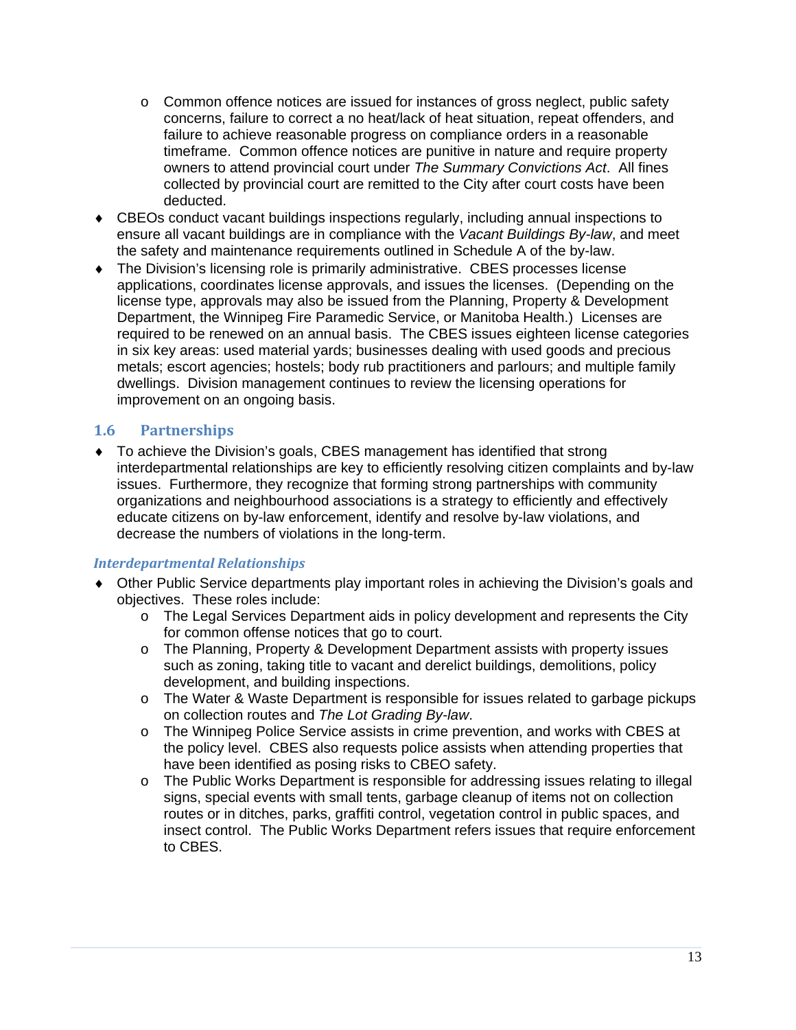- Common offence notices are issued for instances of gross neglect, public safety concerns, failure to correct a no heat/lack of heat situation, repeat offenders, and failure to achieve reasonable progress on compliance orders in a reasonable timeframe. Common offence notices are punitive in nature and require property owners to attend provincial court under *The Summary Convictions Act*. All fines collected by provincial court are remitted to the City after court costs have been deducted.
- CBEOs conduct vacant buildings inspections regularly, including annual inspections to ensure all vacant buildings are in compliance with the *Vacant Buildings By-law*, and meet the safety and maintenance requirements outlined in Schedule A of the by-law.
- The Division's licensing role is primarily administrative. CBES processes license applications, coordinates license approvals, and issues the licenses. (Depending on the license type, approvals may also be issued from the Planning, Property & Development Department, the Winnipeg Fire Paramedic Service, or Manitoba Health.) Licenses are required to be renewed on an annual basis. The CBES issues eighteen license categories in six key areas: used material yards; businesses dealing with used goods and precious metals; escort agencies; hostels; body rub practitioners and parlours; and multiple family dwellings. Division management continues to review the licensing operations for improvement on an ongoing basis.

## 1.6 Partnerships

- To achieve the Division's goals, CBES management has identified that strong interdepartmental relationships are key to efficiently resolving citizen complaints and by-law issues. Furthermore, they recognize that forming strong partnerships with community organizations and neighbourhood associations is a strategy to efficiently and effectively educate citizens on by-law enforcement, identify and resolve by-law violations, and decrease the numbers of violations in the long-term.

### *Interdepartmental Relationships*

- Other Public Service departments play important roles in achieving the Division's goals and objectives. These roles include:
    - The Legal Services Department aids in policy development and represents the City for common offense notices that go to court.
    - The Planning, Property & Development Department assists with property issues such as zoning, taking title to vacant and derelict buildings, demolitions, policy development, and building inspections.
    - The Water & Waste Department is responsible for issues related to garbage pickups on collection routes and *The Lot Grading By-law*.
    - The Winnipeg Police Service assists in crime prevention, and works with CBES at the policy level. CBES also requests police assists when attending properties that have been identified as posing risks to CBEO safety.
    - The Public Works Department is responsible for addressing issues relating to illegal signs, special events with small tents, garbage cleanup of items not on collection routes or in ditches, parks, graffiti control, vegetation control in public spaces, and insect control. The Public Works Department refers issues that require enforcement to CBES.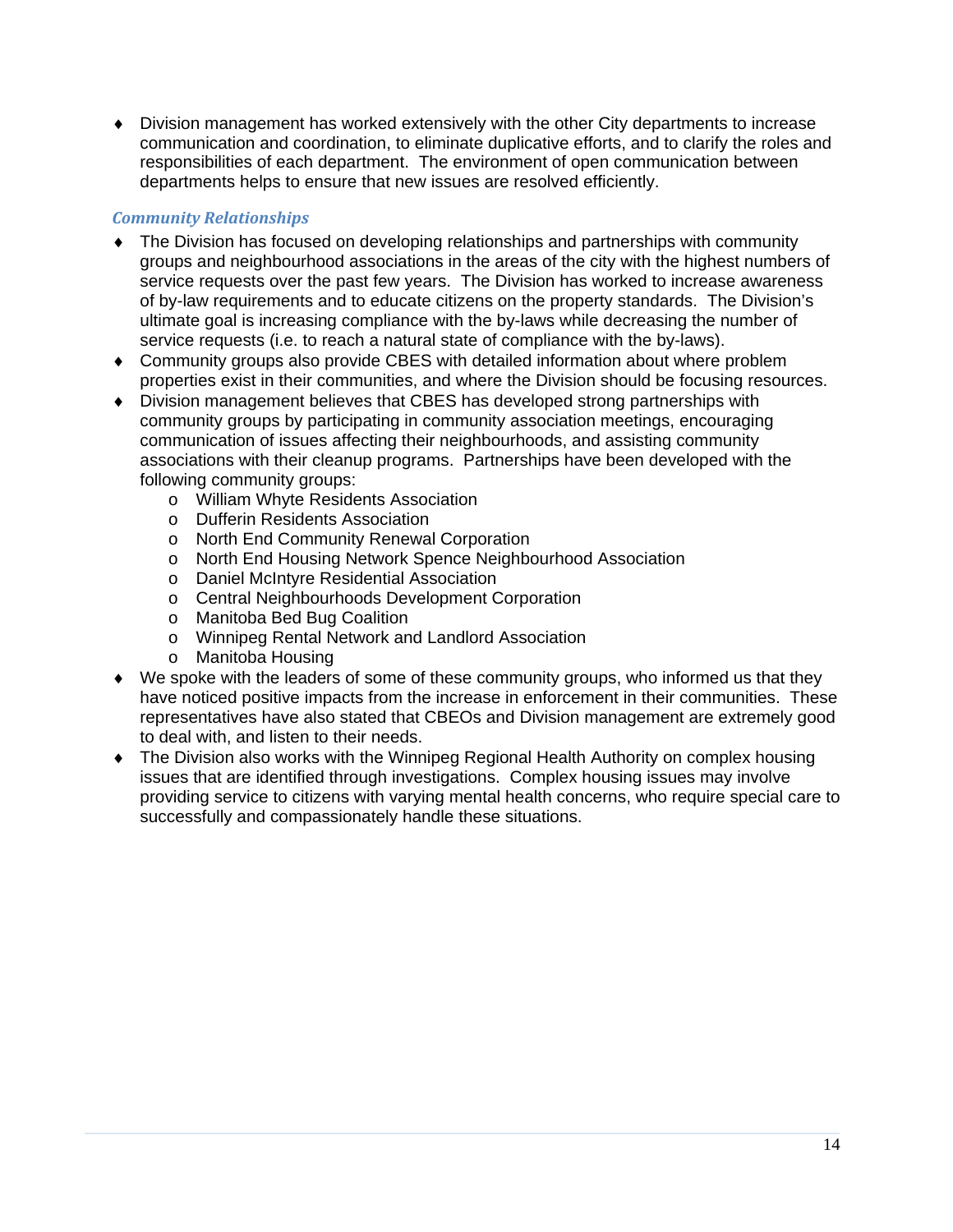- Division management has worked extensively with the other City departments to increase communication and coordination, to eliminate duplicative efforts, and to clarify the roles and responsibilities of each department. The environment of open communication between departments helps to ensure that new issues are resolved efficiently.

### *Community Relationships*

- The Division has focused on developing relationships and partnerships with community groups and neighbourhood associations in the areas of the city with the highest numbers of service requests over the past few years. The Division has worked to increase awareness of by-law requirements and to educate citizens on the property standards. The Division's ultimate goal is increasing compliance with the by-laws while decreasing the number of service requests (i.e. to reach a natural state of compliance with the by-laws).
- Community groups also provide CBES with detailed information about where problem properties exist in their communities, and where the Division should be focusing resources.
- Division management believes that CBES has developed strong partnerships with community groups by participating in community association meetings, encouraging communication of issues affecting their neighbourhoods, and assisting community associations with their cleanup programs. Partnerships have been developed with the following community groups:
  - William Whyte Residents Association
  - Dufferin Residents Association
  - North End Community Renewal Corporation
  - North End Housing Network Spence Neighbourhood Association
  - Daniel McIntyre Residential Association
  - Central Neighbourhoods Development Corporation
  - Manitoba Bed Bug Coalition
  - Winnipeg Rental Network and Landlord Association
  - Manitoba Housing
- We spoke with the leaders of some of these community groups, who informed us that they have noticed positive impacts from the increase in enforcement in their communities. These representatives have also stated that CBEOs and Division management are extremely good to deal with, and listen to their needs.
- The Division also works with the Winnipeg Regional Health Authority on complex housing issues that are identified through investigations. Complex housing issues may involve providing service to citizens with varying mental health concerns, who require special care to successfully and compassionately handle these situations.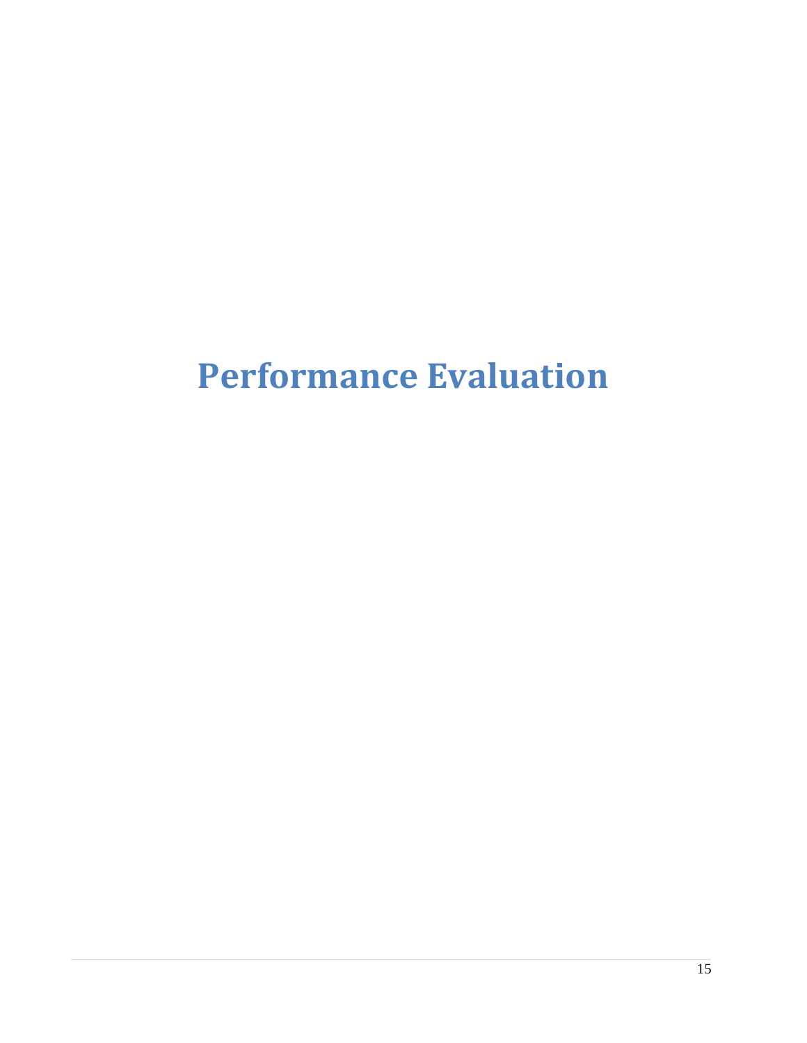# Performance Evaluation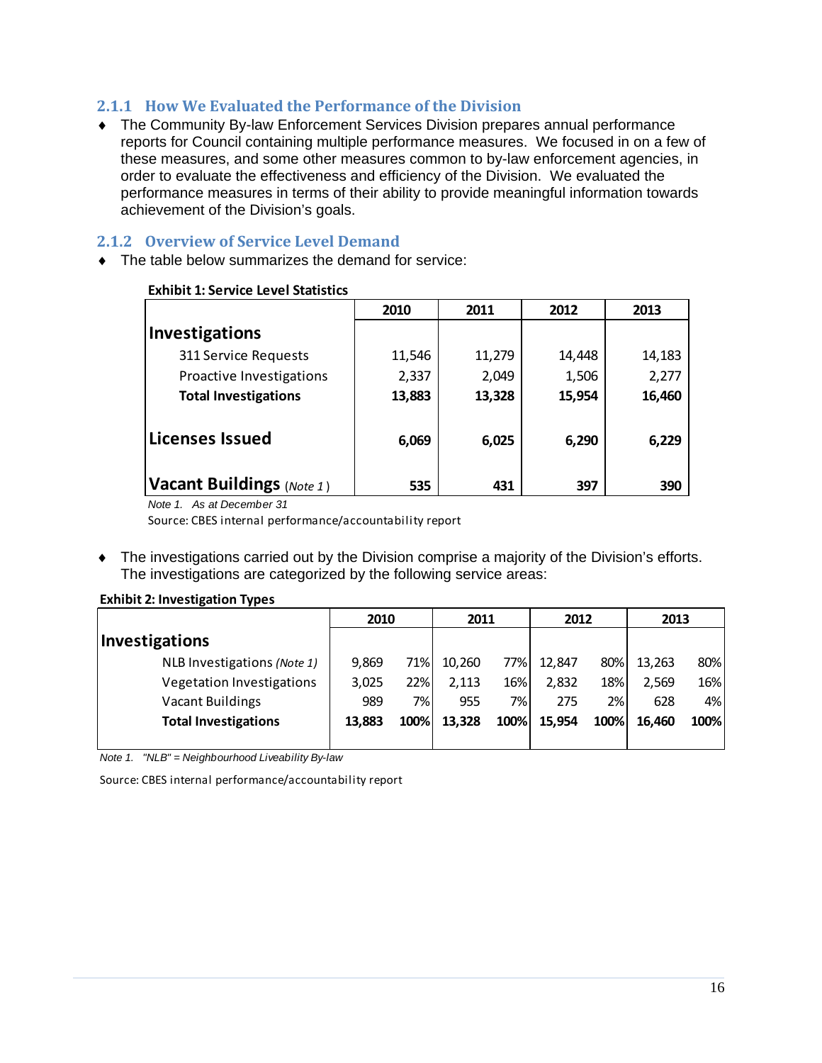### 2.1.1 How We Evaluated the Performance of the Division

- The Community By-law Enforcement Services Division prepares annual performance reports for Council containing multiple performance measures. We focused in on a few of these measures, and some other measures common to by-law enforcement agencies, in order to evaluate the effectiveness and efficiency of the Division. We evaluated the performance measures in terms of their ability to provide meaningful information towards achievement of the Division's goals.

### 2.1.2 Overview of Service Level Demand

- The table below summarizes the demand for service:

**Exhibit 1: Service Level Statistics**

| | 2010 | 2011 | 2012 | 2013 |
|---|---|---|---|---|
| **Investigations** | | | | |
| 311 Service Requests | 11,546 | 11,279 | 14,448 | 14,183 |
| Proactive Investigations | 2,337 | 2,049 | 1,506 | 2,277 |
| **Total Investigations** | **13,883** | **13,328** | **15,954** | **16,460** |
| **Licenses Issued** | **6,069** | **6,025** | **6,290** | **6,229** |
| **Vacant Buildings** *(Note 1)* | **535** | **431** | **397** | **390** |

*Note 1. As at December 31*

Source: CBES internal performance/accountability report

- The investigations carried out by the Division comprise a majority of the Division's efforts. The investigations are categorized by the following service areas:

**Exhibit 2: Investigation Types**

| | 2010 | | 2011 | | 2012 | | 2013 | |
|---|---|---|---|---|---|---|---|---|
| **Investigations** | | | | | | | | |
| NLB Investigations *(Note 1)* | 9,869 | 71% | 10,260 | 77% | 12,847 | 80% | 13,263 | 80% |
| Vegetation Investigations | 3,025 | 22% | 2,113 | 16% | 2,832 | 18% | 2,569 | 16% |
| Vacant Buildings | 989 | 7% | 955 | 7% | 275 | 2% | 628 | 4% |
| **Total Investigations** | **13,883** | **100%** | **13,328** | **100%** | **15,954** | **100%** | **16,460** | **100%** |

*Note 1. "NLB" = Neighbourhood Liveability By-law*

Source: CBES internal performance/accountability report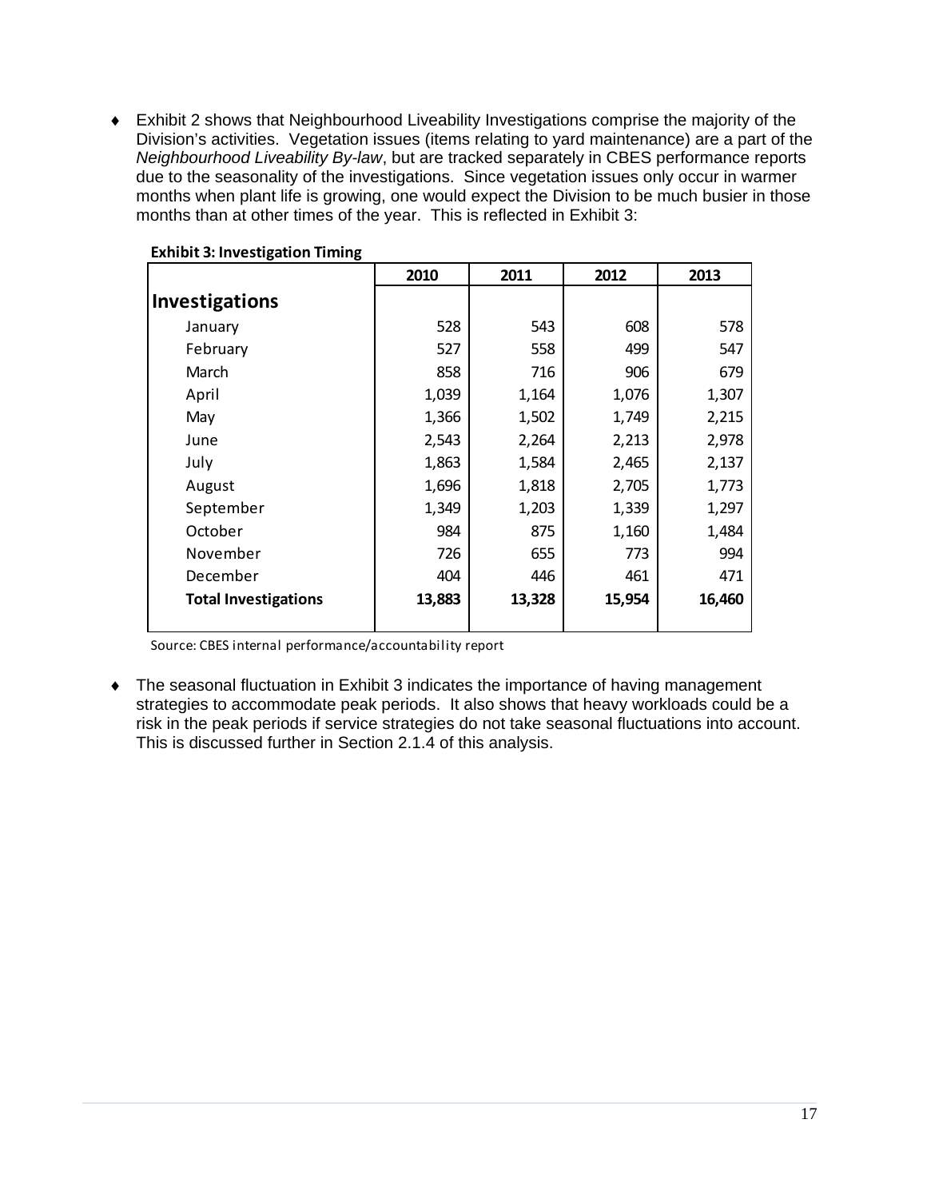- Exhibit 2 shows that Neighbourhood Liveability Investigations comprise the majority of the Division's activities. Vegetation issues (items relating to yard maintenance) are a part of the *Neighbourhood Liveability By-law*, but are tracked separately in CBES performance reports due to the seasonality of the investigations. Since vegetation issues only occur in warmer months when plant life is growing, one would expect the Division to be much busier in those months than at other times of the year. This is reflected in Exhibit 3:

**Exhibit 3: Investigation Timing**

| | 2010 | 2011 | 2012 | 2013 |
|---|---|---|---|---|
| **Investigations** | | | | |
| January | 528 | 543 | 608 | 578 |
| February | 527 | 558 | 499 | 547 |
| March | 858 | 716 | 906 | 679 |
| April | 1,039 | 1,164 | 1,076 | 1,307 |
| May | 1,366 | 1,502 | 1,749 | 2,215 |
| June | 2,543 | 2,264 | 2,213 | 2,978 |
| July | 1,863 | 1,584 | 2,465 | 2,137 |
| August | 1,696 | 1,818 | 2,705 | 1,773 |
| September | 1,349 | 1,203 | 1,339 | 1,297 |
| October | 984 | 875 | 1,160 | 1,484 |
| November | 726 | 655 | 773 | 994 |
| December | 404 | 446 | 461 | 471 |
| **Total Investigations** | **13,883** | **13,328** | **15,954** | **16,460** |

Source: CBES internal performance/accountability report

- The seasonal fluctuation in Exhibit 3 indicates the importance of having management strategies to accommodate peak periods. It also shows that heavy workloads could be a risk in the peak periods if service strategies do not take seasonal fluctuations into account. This is discussed further in Section 2.1.4 of this analysis.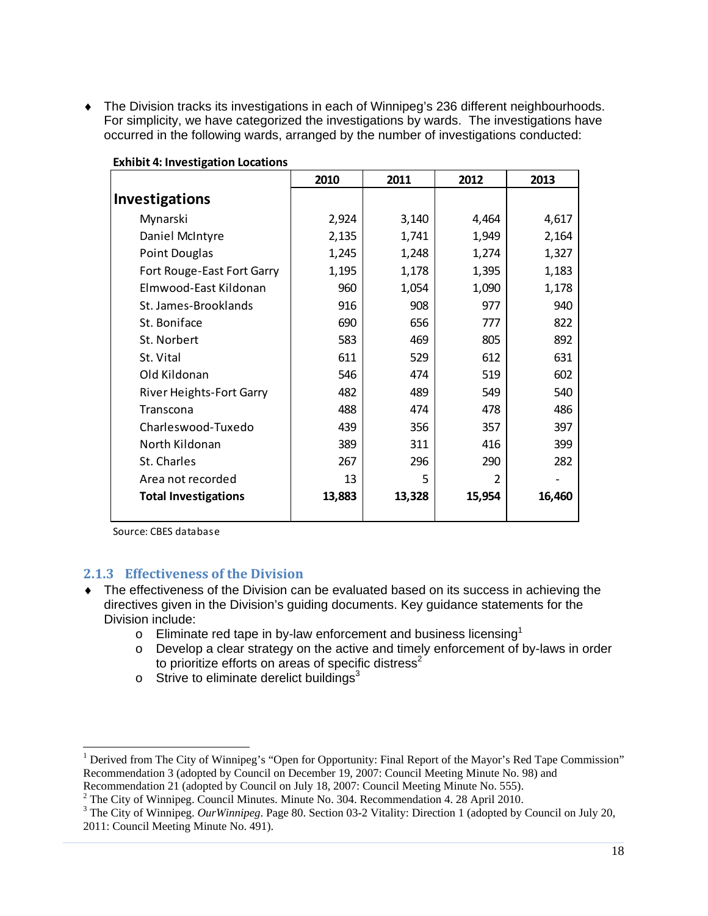- The Division tracks its investigations in each of Winnipeg's 236 different neighbourhoods. For simplicity, we have categorized the investigations by wards. The investigations have occurred in the following wards, arranged by the number of investigations conducted:

**Exhibit 4: Investigation Locations**

| | 2010 | 2011 | 2012 | 2013 |
|---|---|---|---|---|
| **Investigations** | | | | |
| Mynarski | 2,924 | 3,140 | 4,464 | 4,617 |
| Daniel McIntyre | 2,135 | 1,741 | 1,949 | 2,164 |
| Point Douglas | 1,245 | 1,248 | 1,274 | 1,327 |
| Fort Rouge-East Fort Garry | 1,195 | 1,178 | 1,395 | 1,183 |
| Elmwood-East Kildonan | 960 | 1,054 | 1,090 | 1,178 |
| St. James-Brooklands | 916 | 908 | 977 | 940 |
| St. Boniface | 690 | 656 | 777 | 822 |
| St. Norbert | 583 | 469 | 805 | 892 |
| St. Vital | 611 | 529 | 612 | 631 |
| Old Kildonan | 546 | 474 | 519 | 602 |
| River Heights-Fort Garry | 482 | 489 | 549 | 540 |
| Transcona | 488 | 474 | 478 | 486 |
| Charleswood-Tuxedo | 439 | 356 | 357 | 397 |
| North Kildonan | 389 | 311 | 416 | 399 |
| St. Charles | 267 | 296 | 290 | 282 |
| Area not recorded | 13 | 5 | 2 | - |
| **Total Investigations** | **13,883** | **13,328** | **15,954** | **16,460** |

Source: CBES database

### 2.1.3 Effectiveness of the Division

- The effectiveness of the Division can be evaluated based on its success in achieving the directives given in the Division's guiding documents. Key guidance statements for the Division include:
  - Eliminate red tape in by-law enforcement and business licensing[1]
  - Develop a clear strategy on the active and timely enforcement of by-laws in order to prioritize efforts on areas of specific distress[2]
  - Strive to eliminate derelict buildings[3]

---

[1] Derived from The City of Winnipeg's "Open for Opportunity: Final Report of the Mayor's Red Tape Commission" Recommendation 3 (adopted by Council on December 19, 2007: Council Meeting Minute No. 98) and Recommendation 21 (adopted by Council on July 18, 2007: Council Meeting Minute No. 555).

[2] The City of Winnipeg. Council Minutes. Minute No. 304. Recommendation 4. 28 April 2010.

[3] The City of Winnipeg. *OurWinnipeg*. Page 80. Section 03-2 Vitality: Direction 1 (adopted by Council on July 20, 2011: Council Meeting Minute No. 491).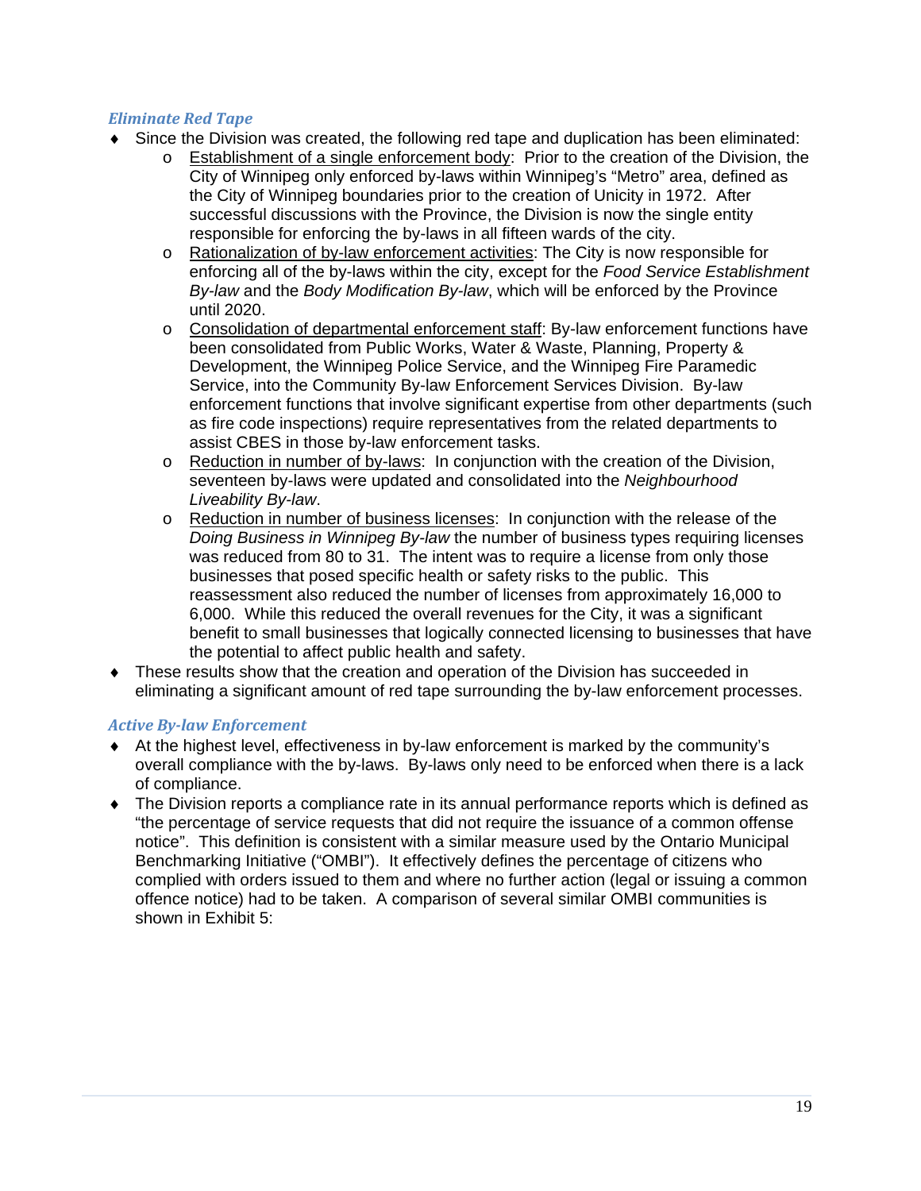### *Eliminate Red Tape*

- Since the Division was created, the following red tape and duplication has been eliminated:
  - Establishment of a single enforcement body: Prior to the creation of the Division, the City of Winnipeg only enforced by-laws within Winnipeg's "Metro" area, defined as the City of Winnipeg boundaries prior to the creation of Unicity in 1972. After successful discussions with the Province, the Division is now the single entity responsible for enforcing the by-laws in all fifteen wards of the city.
  - Rationalization of by-law enforcement activities: The City is now responsible for enforcing all of the by-laws within the city, except for the *Food Service Establishment By-law* and the *Body Modification By-law*, which will be enforced by the Province until 2020.
  - Consolidation of departmental enforcement staff: By-law enforcement functions have been consolidated from Public Works, Water & Waste, Planning, Property & Development, the Winnipeg Police Service, and the Winnipeg Fire Paramedic Service, into the Community By-law Enforcement Services Division. By-law enforcement functions that involve significant expertise from other departments (such as fire code inspections) require representatives from the related departments to assist CBES in those by-law enforcement tasks.
  - Reduction in number of by-laws: In conjunction with the creation of the Division, seventeen by-laws were updated and consolidated into the *Neighbourhood Liveability By-law*.
  - Reduction in number of business licenses: In conjunction with the release of the *Doing Business in Winnipeg By-law* the number of business types requiring licenses was reduced from 80 to 31. The intent was to require a license from only those businesses that posed specific health or safety risks to the public. This reassessment also reduced the number of licenses from approximately 16,000 to 6,000. While this reduced the overall revenues for the City, it was a significant benefit to small businesses that logically connected licensing to businesses that have the potential to affect public health and safety.
- These results show that the creation and operation of the Division has succeeded in eliminating a significant amount of red tape surrounding the by-law enforcement processes.

### *Active By-law Enforcement*

- At the highest level, effectiveness in by-law enforcement is marked by the community's overall compliance with the by-laws. By-laws only need to be enforced when there is a lack of compliance.
- The Division reports a compliance rate in its annual performance reports which is defined as "the percentage of service requests that did not require the issuance of a common offense notice". This definition is consistent with a similar measure used by the Ontario Municipal Benchmarking Initiative ("OMBI"). It effectively defines the percentage of citizens who complied with orders issued to them and where no further action (legal or issuing a common offence notice) had to be taken. A comparison of several similar OMBI communities is shown in Exhibit 5: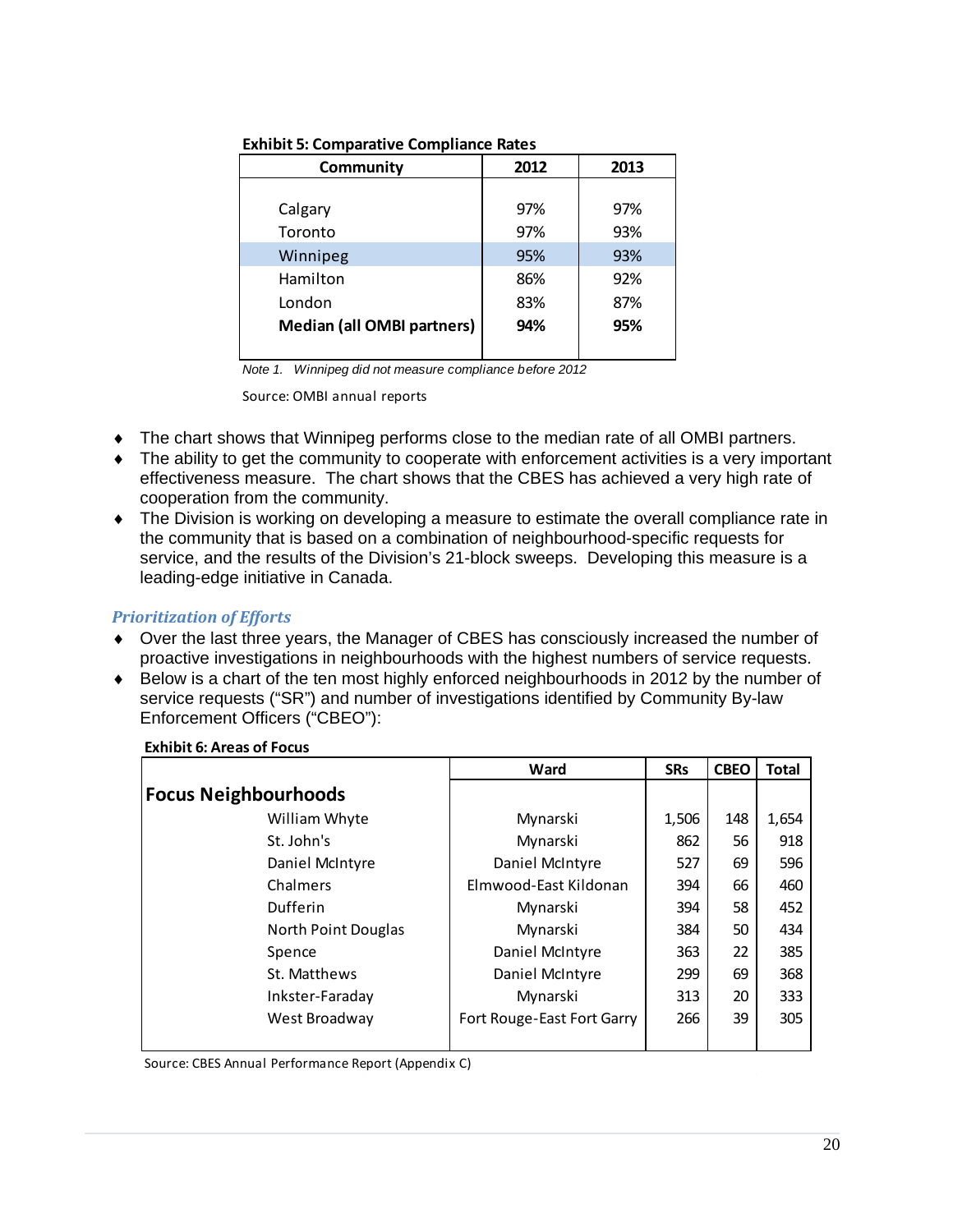**Exhibit 5: Comparative Compliance Rates**

| Community | 2012 | 2013 |
|---|---|---|
| Calgary | 97% | 97% |
| Toronto | 97% | 93% |
| Winnipeg | 95% | 93% |
| Hamilton | 86% | 92% |
| London | 83% | 87% |
| **Median (all OMBI partners)** | **94%** | **95%** |

*Note 1. Winnipeg did not measure compliance before 2012*

Source: OMBI annual reports

- The chart shows that Winnipeg performs close to the median rate of all OMBI partners.
- The ability to get the community to cooperate with enforcement activities is a very important effectiveness measure. The chart shows that the CBES has achieved a very high rate of cooperation from the community.
- The Division is working on developing a measure to estimate the overall compliance rate in the community that is based on a combination of neighbourhood-specific requests for service, and the results of the Division's 21-block sweeps. Developing this measure is a leading-edge initiative in Canada.

### *Prioritization of Efforts*

- Over the last three years, the Manager of CBES has consciously increased the number of proactive investigations in neighbourhoods with the highest numbers of service requests.
- Below is a chart of the ten most highly enforced neighbourhoods in 2012 by the number of service requests ("SR") and number of investigations identified by Community By-law Enforcement Officers ("CBEO"):

**Exhibit 6: Areas of Focus**

| Focus Neighbourhoods | Ward | SRs | CBEO | Total |
|---|---|---|---|---|
| William Whyte | Mynarski | 1,506 | 148 | 1,654 |
| St. John's | Mynarski | 862 | 56 | 918 |
| Daniel McIntyre | Daniel McIntyre | 527 | 69 | 596 |
| Chalmers | Elmwood-East Kildonan | 394 | 66 | 460 |
| Dufferin | Mynarski | 394 | 58 | 452 |
| North Point Douglas | Mynarski | 384 | 50 | 434 |
| Spence | Daniel McIntyre | 363 | 22 | 385 |
| St. Matthews | Daniel McIntyre | 299 | 69 | 368 |
| Inkster-Faraday | Mynarski | 313 | 20 | 333 |
| West Broadway | Fort Rouge-East Fort Garry | 266 | 39 | 305 |

Source: CBES Annual Performance Report (Appendix C)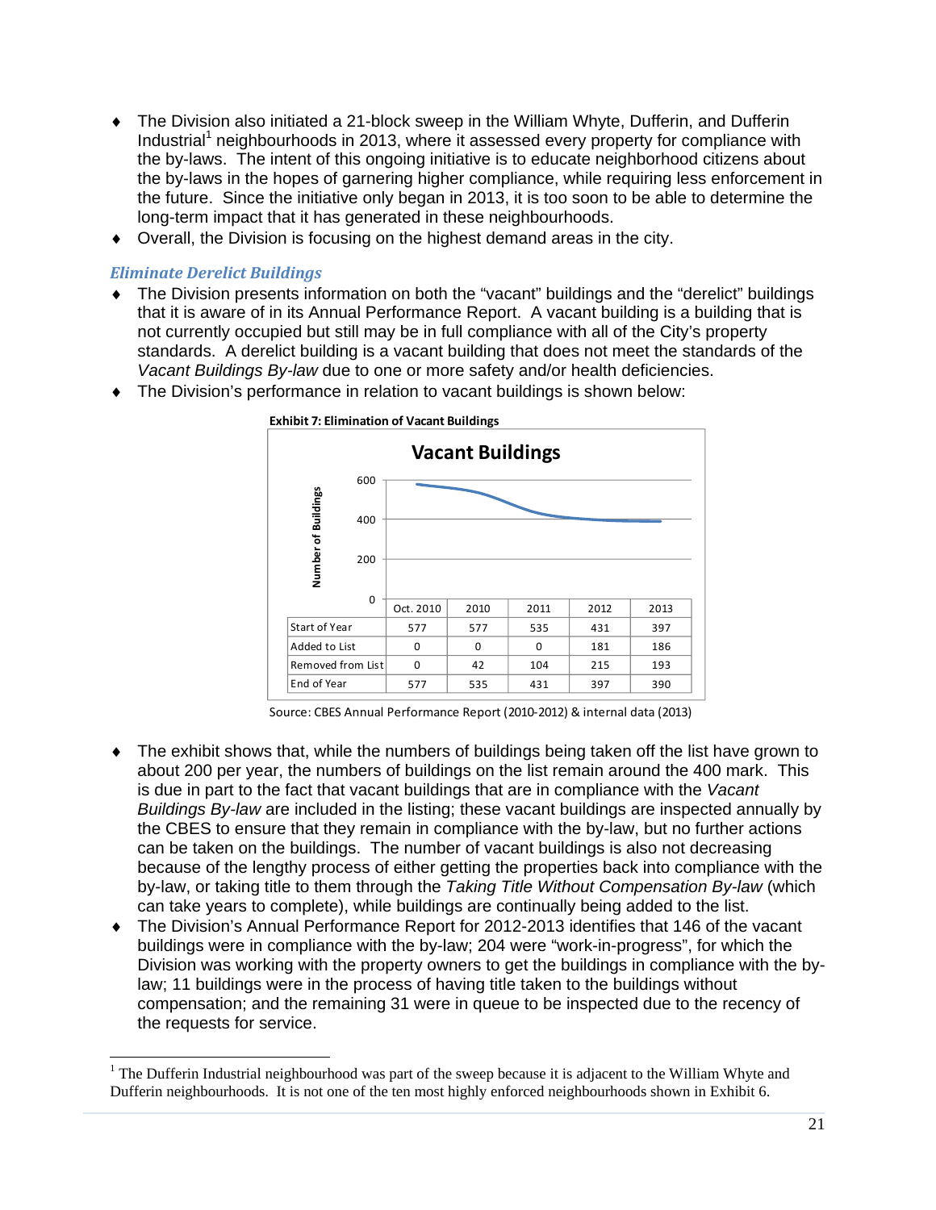- The Division also initiated a 21-block sweep in the William Whyte, Dufferin, and Dufferin Industrial[1] neighbourhoods in 2013, where it assessed every property for compliance with the by-laws. The intent of this ongoing initiative is to educate neighborhood citizens about the by-laws in the hopes of garnering higher compliance, while requiring less enforcement in the future. Since the initiative only began in 2013, it is too soon to be able to determine the long-term impact that it has generated in these neighbourhoods.
- Overall, the Division is focusing on the highest demand areas in the city.

### *Eliminate Derelict Buildings*

- The Division presents information on both the "vacant" buildings and the "derelict" buildings that it is aware of in its Annual Performance Report. A vacant building is a building that is not currently occupied but still may be in full compliance with all of the City's property standards. A derelict building is a vacant building that does not meet the standards of the *Vacant Buildings By-law* due to one or more safety and/or health deficiencies.
- The Division's performance in relation to vacant buildings is shown below:

**Exhibit 7: Elimination of Vacant Buildings**

**Vacant Buildings**

| | Oct. 2010 | 2010 | 2011 | 2012 | 2013 |
|---|---|---|---|---|---|
| Start of Year | 577 | 577 | 535 | 431 | 397 |
| Added to List | 0 | 0 | 0 | 181 | 186 |
| Removed from List | 0 | 42 | 104 | 215 | 193 |
| End of Year | 577 | 535 | 431 | 397 | 390 |

Source: CBES Annual Performance Report (2010-2012) & internal data (2013)

- The exhibit shows that, while the numbers of buildings being taken off the list have grown to about 200 per year, the numbers of buildings on the list remain around the 400 mark. This is due in part to the fact that vacant buildings that are in compliance with the *Vacant Buildings By-law* are included in the listing; these vacant buildings are inspected annually by the CBES to ensure that they remain in compliance with the by-law, but no further actions can be taken on the buildings. The number of vacant buildings is also not decreasing because of the lengthy process of either getting the properties back into compliance with the by-law, or taking title to them through the *Taking Title Without Compensation By-law* (which can take years to complete), while buildings are continually being added to the list.
- The Division's Annual Performance Report for 2012-2013 identifies that 146 of the vacant buildings were in compliance with the by-law; 204 were "work-in-progress", for which the Division was working with the property owners to get the buildings in compliance with the by-law; 11 buildings were in the process of having title taken to the buildings without compensation; and the remaining 31 were in queue to be inspected due to the recency of the requests for service.

---

[1] The Dufferin Industrial neighbourhood was part of the sweep because it is adjacent to the William Whyte and Dufferin neighbourhoods. It is not one of the ten most highly enforced neighbourhoods shown in Exhibit 6.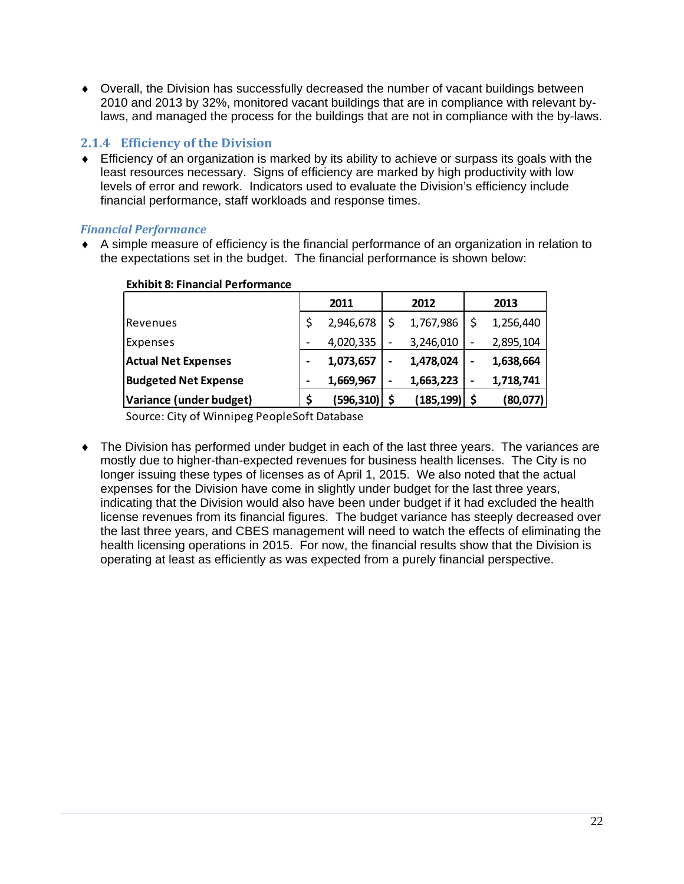- Overall, the Division has successfully decreased the number of vacant buildings between 2010 and 2013 by 32%, monitored vacant buildings that are in compliance with relevant by-laws, and managed the process for the buildings that are not in compliance with the by-laws.

### 2.1.4 Efficiency of the Division

- Efficiency of an organization is marked by its ability to achieve or surpass its goals with the least resources necessary. Signs of efficiency are marked by high productivity with low levels of error and rework. Indicators used to evaluate the Division's efficiency include financial performance, staff workloads and response times.

#### *Financial Performance*

- A simple measure of efficiency is the financial performance of an organization in relation to the expectations set in the budget. The financial performance is shown below:

**Exhibit 8: Financial Performance**

| | 2011 | 2012 | 2013 |
|---|---|---|---|
| Revenues | $ 2,946,678 | $ 1,767,986 | $ 1,256,440 |
| Expenses | - 4,020,335 | - 3,246,010 | - 2,895,104 |
| **Actual Net Expenses** | **- 1,073,657** | **- 1,478,024** | **- 1,638,664** |
| **Budgeted Net Expense** | **- 1,669,967** | **- 1,663,223** | **- 1,718,741** |
| **Variance (under budget)** | **$ (596,310)** | **$ (185,199)** | **$ (80,077)** |

Source: City of Winnipeg PeopleSoft Database

- The Division has performed under budget in each of the last three years. The variances are mostly due to higher-than-expected revenues for business health licenses. The City is no longer issuing these types of licenses as of April 1, 2015. We also noted that the actual expenses for the Division have come in slightly under budget for the last three years, indicating that the Division would also have been under budget if it had excluded the health license revenues from its financial figures. The budget variance has steeply decreased over the last three years, and CBES management will need to watch the effects of eliminating the health licensing operations in 2015. For now, the financial results show that the Division is operating at least as efficiently as was expected from a purely financial perspective.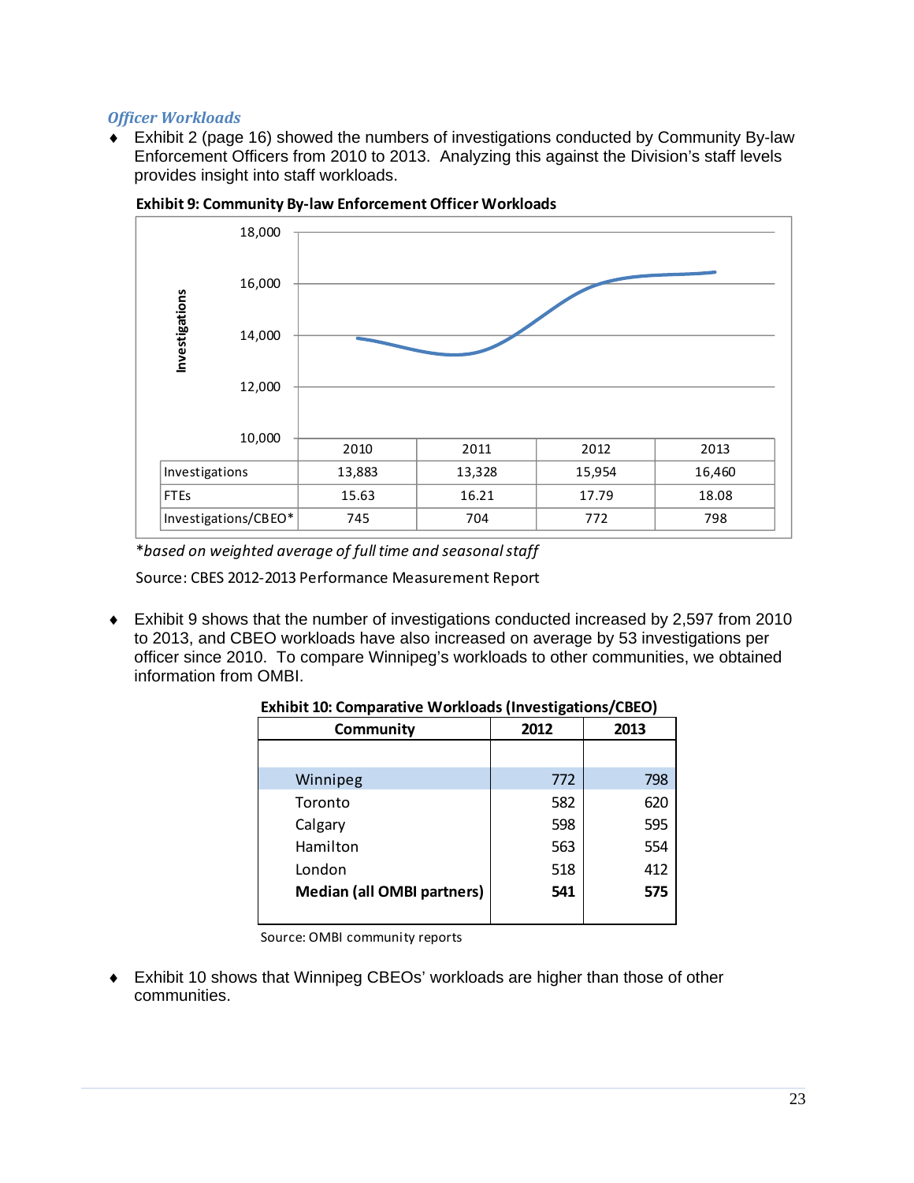### *Officer Workloads*

- Exhibit 2 (page 16) showed the numbers of investigations conducted by Community By-law Enforcement Officers from 2010 to 2013. Analyzing this against the Division's staff levels provides insight into staff workloads.

**Exhibit 9: Community By-law Enforcement Officer Workloads**

| | 2010 | 2011 | 2012 | 2013 |
|---|---|---|---|---|
| Investigations | 13,883 | 13,328 | 15,954 | 16,460 |
| FTEs | 15.63 | 16.21 | 17.79 | 18.08 |
| Investigations/CBEO* | 745 | 704 | 772 | 798 |

*\*based on weighted average of full time and seasonal staff*

Source: CBES 2012-2013 Performance Measurement Report

- Exhibit 9 shows that the number of investigations conducted increased by 2,597 from 2010 to 2013, and CBEO workloads have also increased on average by 53 investigations per officer since 2010. To compare Winnipeg's workloads to other communities, we obtained information from OMBI.

**Exhibit 10: Comparative Workloads (Investigations/CBEO)**

| Community | 2012 | 2013 |
|---|---|---|
| Winnipeg | 772 | 798 |
| Toronto | 582 | 620 |
| Calgary | 598 | 595 |
| Hamilton | 563 | 554 |
| London | 518 | 412 |
| **Median (all OMBI partners)** | **541** | **575** |

Source: OMBI community reports

- Exhibit 10 shows that Winnipeg CBEOs' workloads are higher than those of other communities.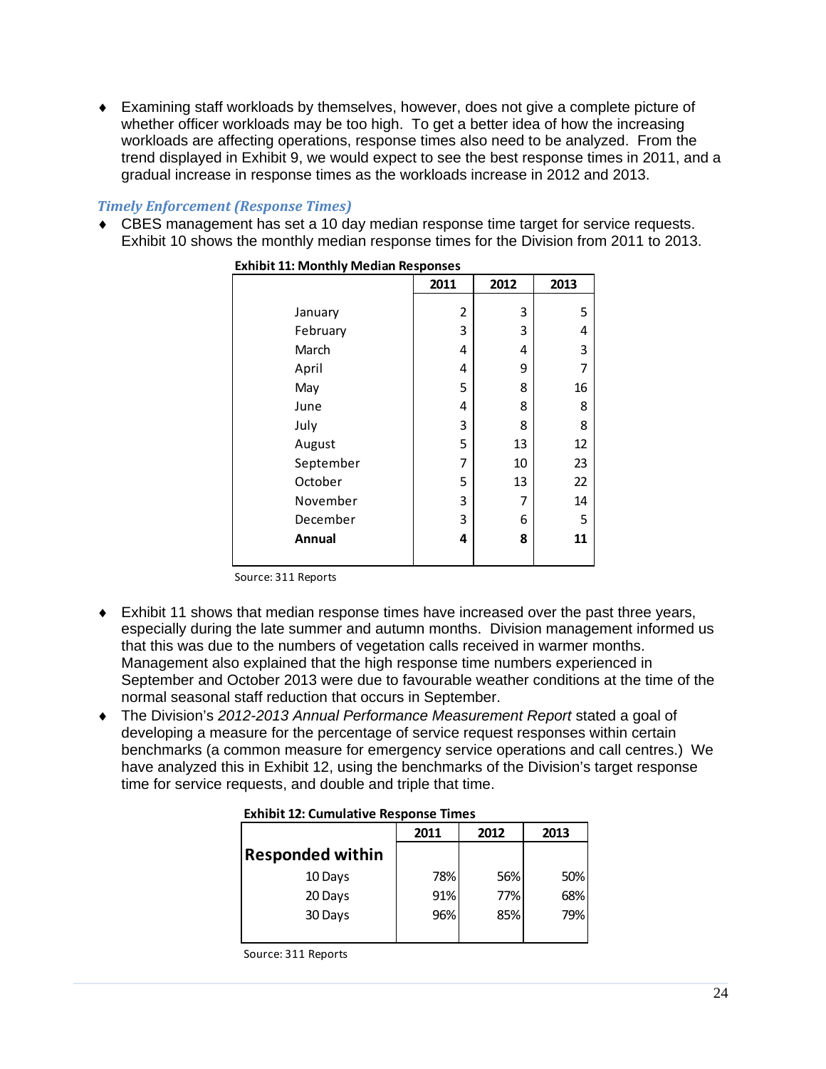- Examining staff workloads by themselves, however, does not give a complete picture of whether officer workloads may be too high. To get a better idea of how the increasing workloads are affecting operations, response times also need to be analyzed. From the trend displayed in Exhibit 9, we would expect to see the best response times in 2011, and a gradual increase in response times as the workloads increase in 2012 and 2013.

### *Timely Enforcement (Response Times)*

- CBES management has set a 10 day median response time target for service requests. Exhibit 10 shows the monthly median response times for the Division from 2011 to 2013.

**Exhibit 11: Monthly Median Responses**

| | 2011 | 2012 | 2013 |
|---|---|---|---|
| January | 2 | 3 | 5 |
| February | 3 | 3 | 4 |
| March | 4 | 4 | 3 |
| April | 4 | 9 | 7 |
| May | 5 | 8 | 16 |
| June | 4 | 8 | 8 |
| July | 3 | 8 | 8 |
| August | 5 | 13 | 12 |
| September | 7 | 10 | 23 |
| October | 5 | 13 | 22 |
| November | 3 | 7 | 14 |
| December | 3 | 6 | 5 |
| **Annual** | **4** | **8** | **11** |

Source: 311 Reports

- Exhibit 11 shows that median response times have increased over the past three years, especially during the late summer and autumn months. Division management informed us that this was due to the numbers of vegetation calls received in warmer months. Management also explained that the high response time numbers experienced in September and October 2013 were due to favourable weather conditions at the time of the normal seasonal staff reduction that occurs in September.
- The Division's *2012-2013 Annual Performance Measurement Report* stated a goal of developing a measure for the percentage of service request responses within certain benchmarks (a common measure for emergency service operations and call centres.) We have analyzed this in Exhibit 12, using the benchmarks of the Division's target response time for service requests, and double and triple that time.

**Exhibit 12: Cumulative Response Times**

| | 2011 | 2012 | 2013 |
|---|---|---|---|
| **Responded within** | | | |
| 10 Days | 78% | 56% | 50% |
| 20 Days | 91% | 77% | 68% |
| 30 Days | 96% | 85% | 79% |

Source: 311 Reports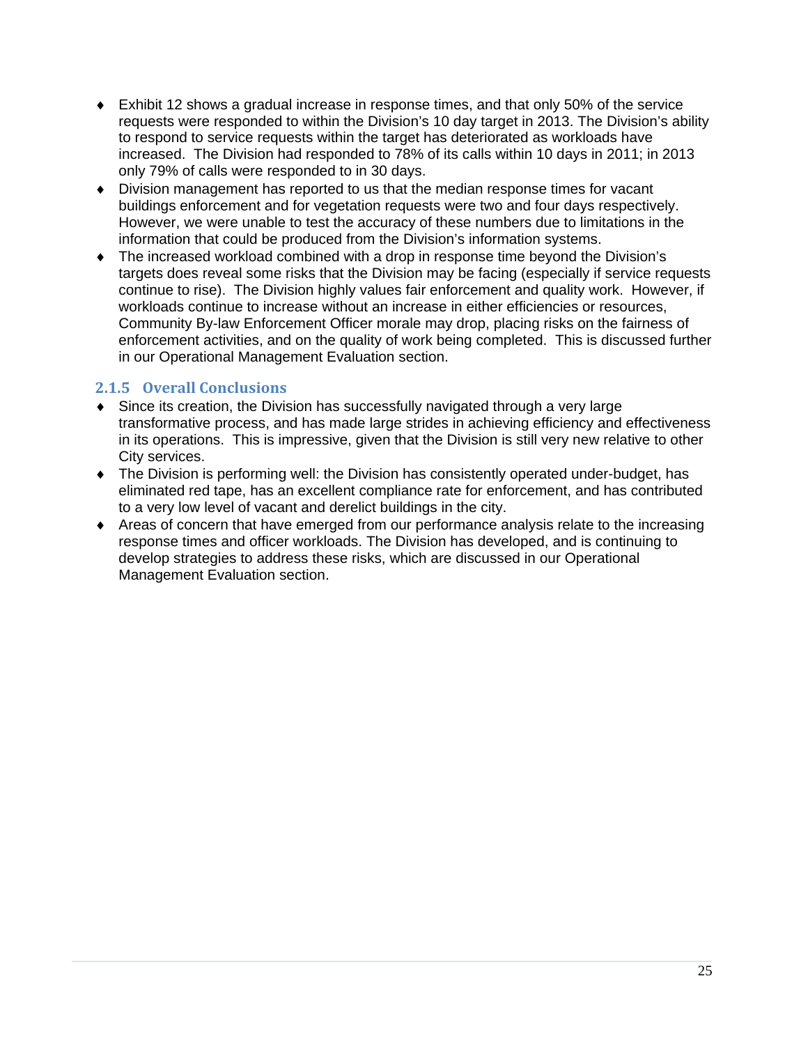- Exhibit 12 shows a gradual increase in response times, and that only 50% of the service requests were responded to within the Division's 10 day target in 2013. The Division's ability to respond to service requests within the target has deteriorated as workloads have increased. The Division had responded to 78% of its calls within 10 days in 2011; in 2013 only 79% of calls were responded to in 30 days.
- Division management has reported to us that the median response times for vacant buildings enforcement and for vegetation requests were two and four days respectively. However, we were unable to test the accuracy of these numbers due to limitations in the information that could be produced from the Division's information systems.
- The increased workload combined with a drop in response time beyond the Division's targets does reveal some risks that the Division may be facing (especially if service requests continue to rise). The Division highly values fair enforcement and quality work. However, if workloads continue to increase without an increase in either efficiencies or resources, Community By-law Enforcement Officer morale may drop, placing risks on the fairness of enforcement activities, and on the quality of work being completed. This is discussed further in our Operational Management Evaluation section.

### 2.1.5 Overall Conclusions

- Since its creation, the Division has successfully navigated through a very large transformative process, and has made large strides in achieving efficiency and effectiveness in its operations. This is impressive, given that the Division is still very new relative to other City services.
- The Division is performing well: the Division has consistently operated under-budget, has eliminated red tape, has an excellent compliance rate for enforcement, and has contributed to a very low level of vacant and derelict buildings in the city.
- Areas of concern that have emerged from our performance analysis relate to the increasing response times and officer workloads. The Division has developed, and is continuing to develop strategies to address these risks, which are discussed in our Operational Management Evaluation section.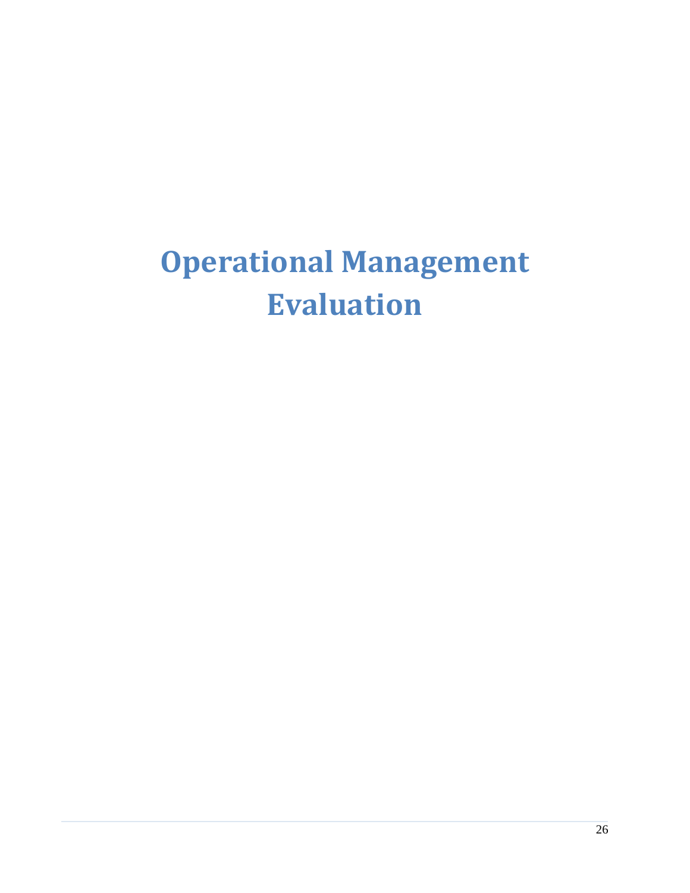# Operational Management Evaluation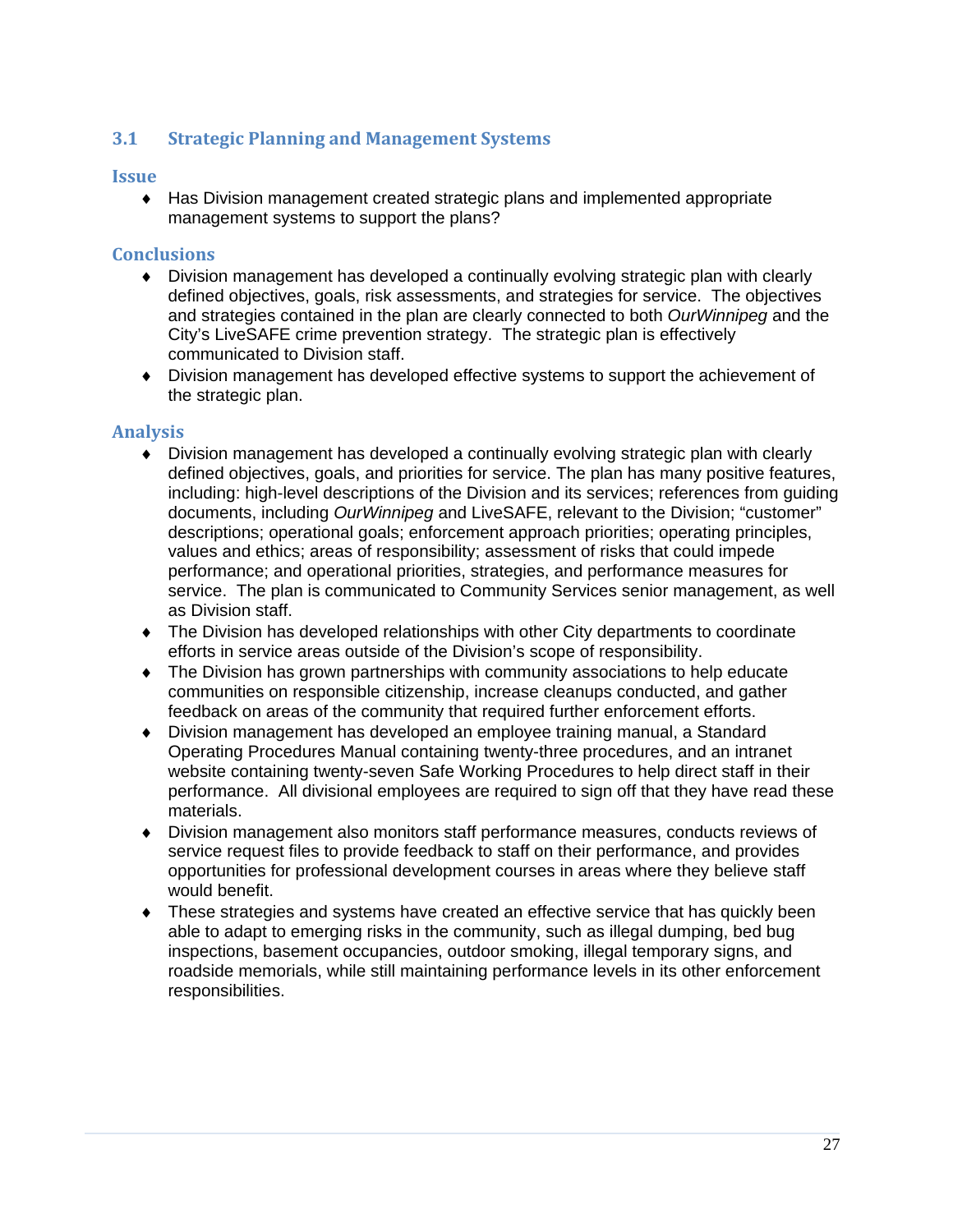## 3.1 Strategic Planning and Management Systems

### Issue

- Has Division management created strategic plans and implemented appropriate management systems to support the plans?

### Conclusions

- Division management has developed a continually evolving strategic plan with clearly defined objectives, goals, risk assessments, and strategies for service. The objectives and strategies contained in the plan are clearly connected to both *OurWinnipeg* and the City's LiveSAFE crime prevention strategy. The strategic plan is effectively communicated to Division staff.
- Division management has developed effective systems to support the achievement of the strategic plan.

### Analysis

- Division management has developed a continually evolving strategic plan with clearly defined objectives, goals, and priorities for service. The plan has many positive features, including: high-level descriptions of the Division and its services; references from guiding documents, including *OurWinnipeg* and LiveSAFE, relevant to the Division; "customer" descriptions; operational goals; enforcement approach priorities; operating principles, values and ethics; areas of responsibility; assessment of risks that could impede performance; and operational priorities, strategies, and performance measures for service. The plan is communicated to Community Services senior management, as well as Division staff.
- The Division has developed relationships with other City departments to coordinate efforts in service areas outside of the Division's scope of responsibility.
- The Division has grown partnerships with community associations to help educate communities on responsible citizenship, increase cleanups conducted, and gather feedback on areas of the community that required further enforcement efforts.
- Division management has developed an employee training manual, a Standard Operating Procedures Manual containing twenty-three procedures, and an intranet website containing twenty-seven Safe Working Procedures to help direct staff in their performance. All divisional employees are required to sign off that they have read these materials.
- Division management also monitors staff performance measures, conducts reviews of service request files to provide feedback to staff on their performance, and provides opportunities for professional development courses in areas where they believe staff would benefit.
- These strategies and systems have created an effective service that has quickly been able to adapt to emerging risks in the community, such as illegal dumping, bed bug inspections, basement occupancies, outdoor smoking, illegal temporary signs, and roadside memorials, while still maintaining performance levels in its other enforcement responsibilities.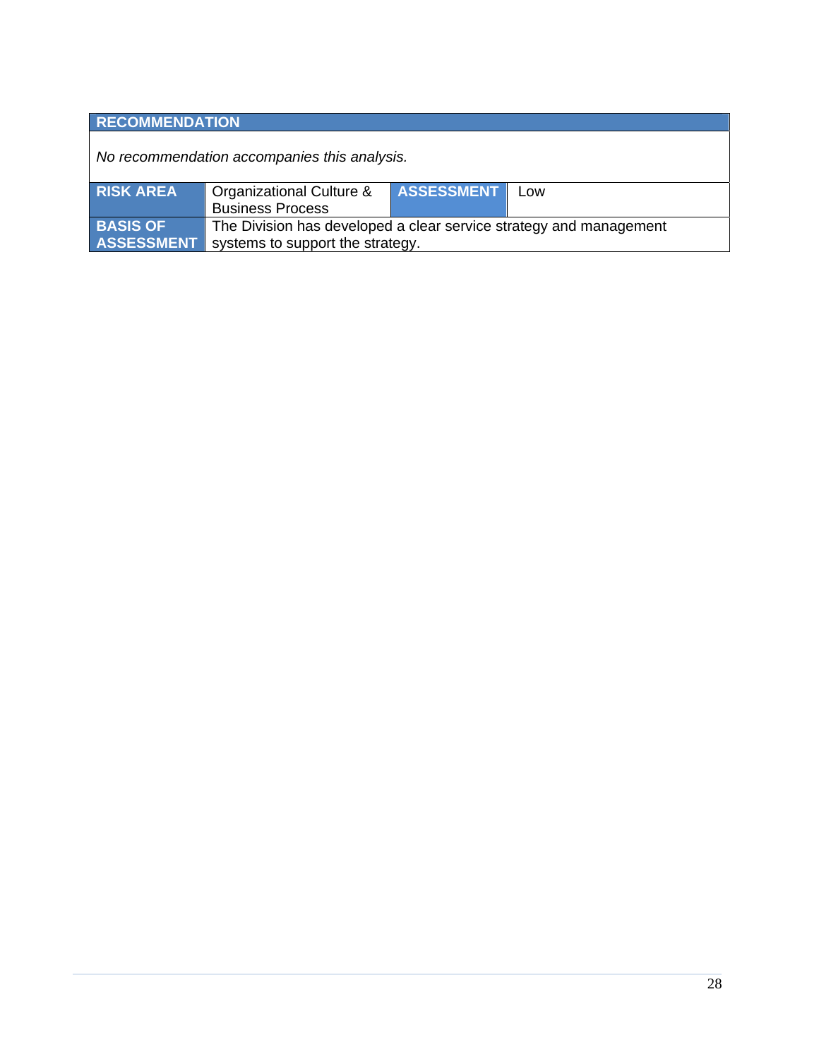| RECOMMENDATION | | | |
|---|---|---|---|
| *No recommendation accompanies this analysis.* | | | |
| **RISK AREA** | Organizational Culture & Business Process | **ASSESSMENT** | Low |
| **BASIS OF ASSESSMENT** | The Division has developed a clear service strategy and management systems to support the strategy. | | |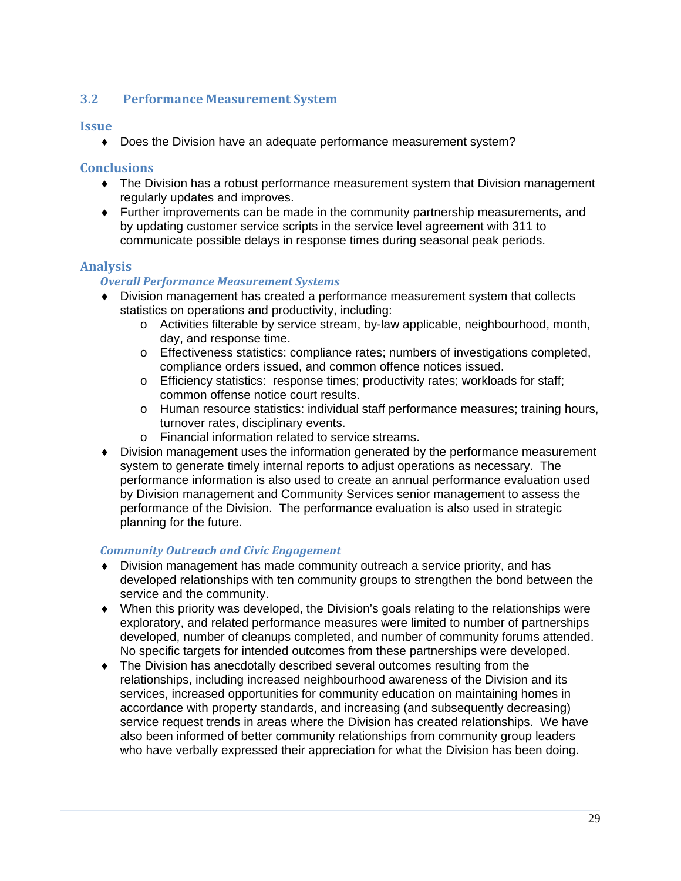## 3.2 Performance Measurement System

### Issue

- Does the Division have an adequate performance measurement system?

### Conclusions

- The Division has a robust performance measurement system that Division management regularly updates and improves.
- Further improvements can be made in the community partnership measurements, and by updating customer service scripts in the service level agreement with 311 to communicate possible delays in response times during seasonal peak periods.

### Analysis

#### *Overall Performance Measurement Systems*

- Division management has created a performance measurement system that collects statistics on operations and productivity, including:
  - Activities filterable by service stream, by-law applicable, neighbourhood, month, day, and response time.
  - Effectiveness statistics: compliance rates; numbers of investigations completed, compliance orders issued, and common offence notices issued.
  - Efficiency statistics: response times; productivity rates; workloads for staff; common offense notice court results.
  - Human resource statistics: individual staff performance measures; training hours, turnover rates, disciplinary events.
  - Financial information related to service streams.
- Division management uses the information generated by the performance measurement system to generate timely internal reports to adjust operations as necessary. The performance information is also used to create an annual performance evaluation used by Division management and Community Services senior management to assess the performance of the Division. The performance evaluation is also used in strategic planning for the future.

#### *Community Outreach and Civic Engagement*

- Division management has made community outreach a service priority, and has developed relationships with ten community groups to strengthen the bond between the service and the community.
- When this priority was developed, the Division's goals relating to the relationships were exploratory, and related performance measures were limited to number of partnerships developed, number of cleanups completed, and number of community forums attended. No specific targets for intended outcomes from these partnerships were developed.
- The Division has anecdotally described several outcomes resulting from the relationships, including increased neighbourhood awareness of the Division and its services, increased opportunities for community education on maintaining homes in accordance with property standards, and increasing (and subsequently decreasing) service request trends in areas where the Division has created relationships. We have also been informed of better community relationships from community group leaders who have verbally expressed their appreciation for what the Division has been doing.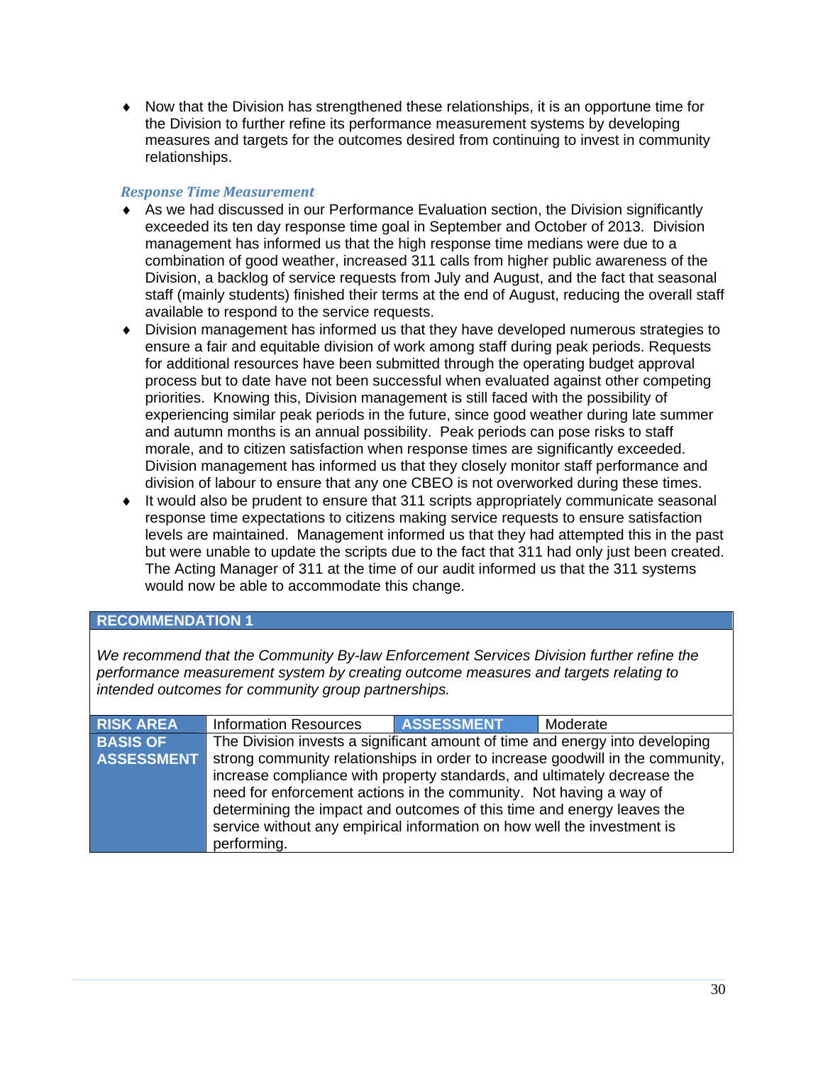- Now that the Division has strengthened these relationships, it is an opportune time for the Division to further refine its performance measurement systems by developing measures and targets for the outcomes desired from continuing to invest in community relationships.

### *Response Time Measurement*

- As we had discussed in our Performance Evaluation section, the Division significantly exceeded its ten day response time goal in September and October of 2013. Division management has informed us that the high response time medians were due to a combination of good weather, increased 311 calls from higher public awareness of the Division, a backlog of service requests from July and August, and the fact that seasonal staff (mainly students) finished their terms at the end of August, reducing the overall staff available to respond to the service requests.
- Division management has informed us that they have developed numerous strategies to ensure a fair and equitable division of work among staff during peak periods. Requests for additional resources have been submitted through the operating budget approval process but to date have not been successful when evaluated against other competing priorities. Knowing this, Division management is still faced with the possibility of experiencing similar peak periods in the future, since good weather during late summer and autumn months is an annual possibility. Peak periods can pose risks to staff morale, and to citizen satisfaction when response times are significantly exceeded. Division management has informed us that they closely monitor staff performance and division of labour to ensure that any one CBEO is not overworked during these times.
- It would also be prudent to ensure that 311 scripts appropriately communicate seasonal response time expectations to citizens making service requests to ensure satisfaction levels are maintained. Management informed us that they had attempted this in the past but were unable to update the scripts due to the fact that 311 had only just been created. The Acting Manager of 311 at the time of our audit informed us that the 311 systems would now be able to accommodate this change.

| **RECOMMENDATION 1** | | | |
|---|---|---|---|
| *We recommend that the Community By-law Enforcement Services Division further refine the performance measurement system by creating outcome measures and targets relating to intended outcomes for community group partnerships.* | | | |
| **RISK AREA** | Information Resources | **ASSESSMENT** | Moderate |
| **BASIS OF ASSESSMENT** | The Division invests a significant amount of time and energy into developing strong community relationships in order to increase goodwill in the community, increase compliance with property standards, and ultimately decrease the need for enforcement actions in the community. Not having a way of determining the impact and outcomes of this time and energy leaves the service without any empirical information on how well the investment is performing. | | |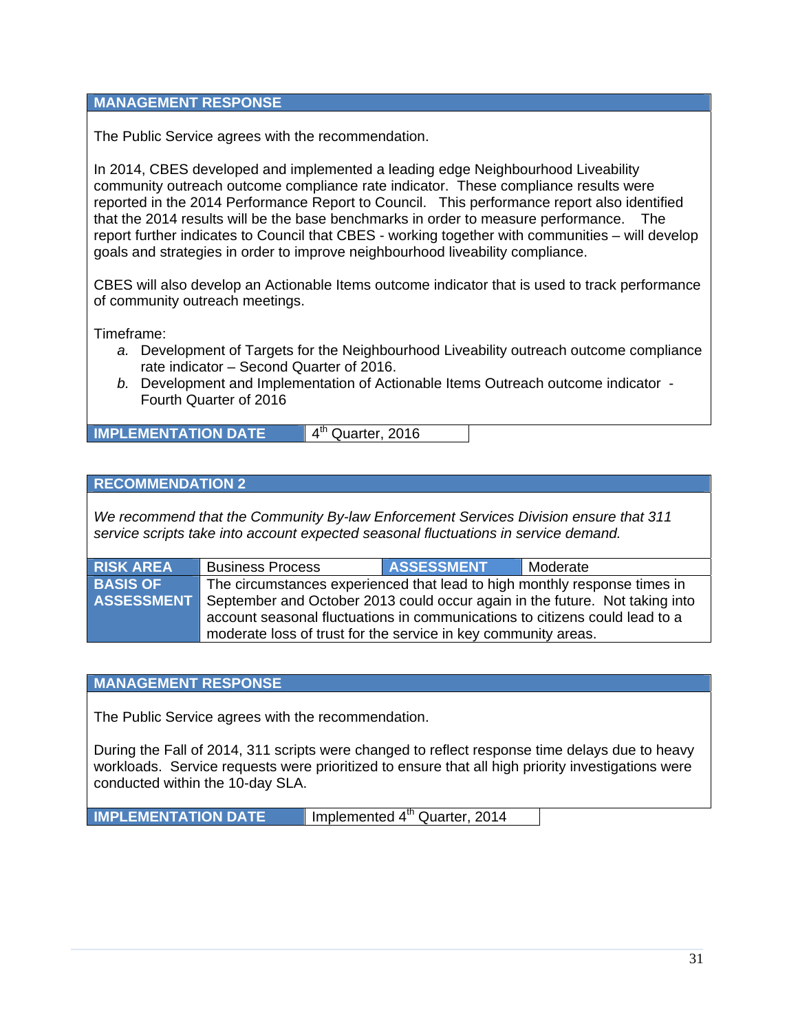**MANAGEMENT RESPONSE**

The Public Service agrees with the recommendation.

In 2014, CBES developed and implemented a leading edge Neighbourhood Liveability community outreach outcome compliance rate indicator. These compliance results were reported in the 2014 Performance Report to Council. This performance report also identified that the 2014 results will be the base benchmarks in order to measure performance. The report further indicates to Council that CBES - working together with communities – will develop goals and strategies in order to improve neighbourhood liveability compliance.

CBES will also develop an Actionable Items outcome indicator that is used to track performance of community outreach meetings.

Timeframe:

*a.* Development of Targets for the Neighbourhood Liveability outreach outcome compliance rate indicator – Second Quarter of 2016.

*b.* Development and Implementation of Actionable Items Outreach outcome indicator - Fourth Quarter of 2016

| **IMPLEMENTATION DATE** | 4th Quarter, 2016 |
|---|---|

**RECOMMENDATION 2**

*We recommend that the Community By-law Enforcement Services Division ensure that 311 service scripts take into account expected seasonal fluctuations in service demand.*

| **RISK AREA** | Business Process | **ASSESSMENT** | Moderate |
|---|---|---|---|
| **BASIS OF ASSESSMENT** | The circumstances experienced that lead to high monthly response times in September and October 2013 could occur again in the future. Not taking into account seasonal fluctuations in communications to citizens could lead to a moderate loss of trust for the service in key community areas. | | |

**MANAGEMENT RESPONSE**

The Public Service agrees with the recommendation.

During the Fall of 2014, 311 scripts were changed to reflect response time delays due to heavy workloads. Service requests were prioritized to ensure that all high priority investigations were conducted within the 10-day SLA.

| **IMPLEMENTATION DATE** | Implemented 4th Quarter, 2014 |
|---|---|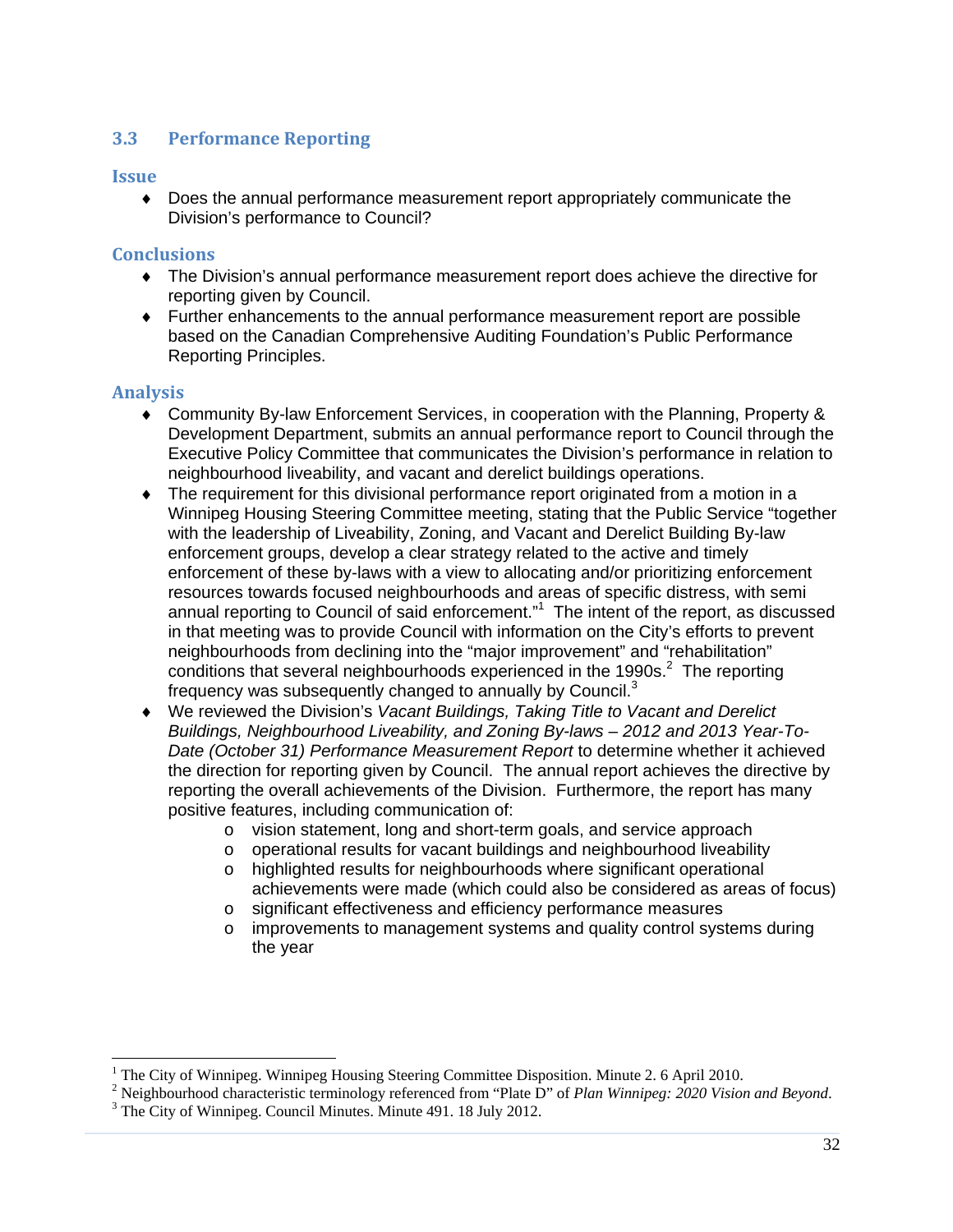## 3.3 Performance Reporting

### Issue

- Does the annual performance measurement report appropriately communicate the Division's performance to Council?

### Conclusions

- The Division's annual performance measurement report does achieve the directive for reporting given by Council.
- Further enhancements to the annual performance measurement report are possible based on the Canadian Comprehensive Auditing Foundation's Public Performance Reporting Principles.

### Analysis

- Community By-law Enforcement Services, in cooperation with the Planning, Property & Development Department, submits an annual performance report to Council through the Executive Policy Committee that communicates the Division's performance in relation to neighbourhood liveability, and vacant and derelict buildings operations.
- The requirement for this divisional performance report originated from a motion in a Winnipeg Housing Steering Committee meeting, stating that the Public Service "together with the leadership of Liveability, Zoning, and Vacant and Derelict Building By-law enforcement groups, develop a clear strategy related to the active and timely enforcement of these by-laws with a view to allocating and/or prioritizing enforcement resources towards focused neighbourhoods and areas of specific distress, with semi annual reporting to Council of said enforcement."[1] The intent of the report, as discussed in that meeting was to provide Council with information on the City's efforts to prevent neighbourhoods from declining into the "major improvement" and "rehabilitation" conditions that several neighbourhoods experienced in the 1990s.[2] The reporting frequency was subsequently changed to annually by Council.[3]
- We reviewed the Division's *Vacant Buildings, Taking Title to Vacant and Derelict Buildings, Neighbourhood Liveability, and Zoning By-laws – 2012 and 2013 Year-To-Date (October 31) Performance Measurement Report* to determine whether it achieved the direction for reporting given by Council. The annual report achieves the directive by reporting the overall achievements of the Division. Furthermore, the report has many positive features, including communication of:
    - vision statement, long and short-term goals, and service approach
    - operational results for vacant buildings and neighbourhood liveability
    - highlighted results for neighbourhoods where significant operational achievements were made (which could also be considered as areas of focus)
    - significant effectiveness and efficiency performance measures
    - improvements to management systems and quality control systems during the year

---

[1] The City of Winnipeg. Winnipeg Housing Steering Committee Disposition. Minute 2. 6 April 2010.

[2] Neighbourhood characteristic terminology referenced from "Plate D" of *Plan Winnipeg: 2020 Vision and Beyond*.

[3] The City of Winnipeg. Council Minutes. Minute 491. 18 July 2012.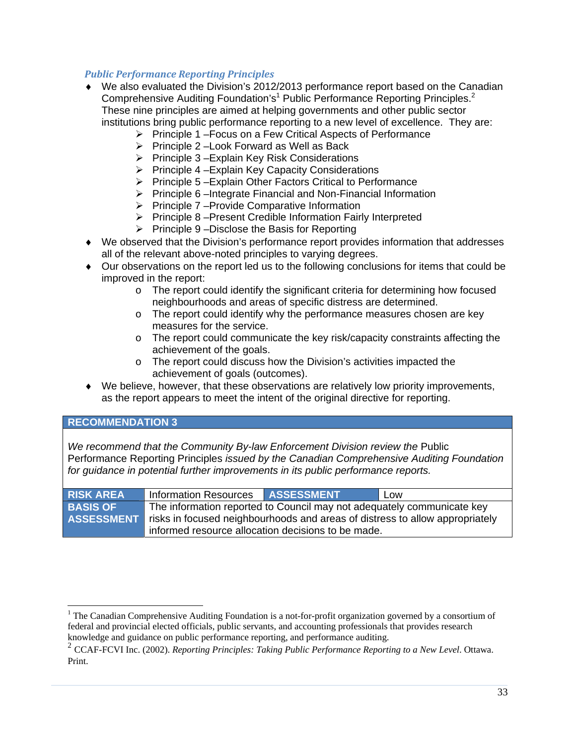### *Public Performance Reporting Principles*

- We also evaluated the Division's 2012/2013 performance report based on the Canadian Comprehensive Auditing Foundation's[1] Public Performance Reporting Principles.[2] These nine principles are aimed at helping governments and other public sector institutions bring public performance reporting to a new level of excellence. They are:
  - Principle 1 –Focus on a Few Critical Aspects of Performance
  - Principle 2 –Look Forward as Well as Back
  - Principle 3 –Explain Key Risk Considerations
  - Principle 4 –Explain Key Capacity Considerations
  - Principle 5 –Explain Other Factors Critical to Performance
  - Principle 6 –Integrate Financial and Non-Financial Information
  - Principle 7 –Provide Comparative Information
  - Principle 8 –Present Credible Information Fairly Interpreted
  - Principle 9 –Disclose the Basis for Reporting
- We observed that the Division's performance report provides information that addresses all of the relevant above-noted principles to varying degrees.
- Our observations on the report led us to the following conclusions for items that could be improved in the report:
  - The report could identify the significant criteria for determining how focused neighbourhoods and areas of specific distress are determined.
  - The report could identify why the performance measures chosen are key measures for the service.
  - The report could communicate the key risk/capacity constraints affecting the achievement of the goals.
  - The report could discuss how the Division's activities impacted the achievement of goals (outcomes).
- We believe, however, that these observations are relatively low priority improvements, as the report appears to meet the intent of the original directive for reporting.

**RECOMMENDATION 3**

*We recommend that the Community By-law Enforcement Division review the* Public Performance Reporting Principles *issued by the Canadian Comprehensive Auditing Foundation for guidance in potential further improvements in its public performance reports.*

| **RISK AREA** | Information Resources | **ASSESSMENT** | Low |
|---|---|---|---|
| **BASIS OF ASSESSMENT** | The information reported to Council may not adequately communicate key risks in focused neighbourhoods and areas of distress to allow appropriately informed resource allocation decisions to be made. | | |

[1] The Canadian Comprehensive Auditing Foundation is a not-for-profit organization governed by a consortium of federal and provincial elected officials, public servants, and accounting professionals that provides research knowledge and guidance on public performance reporting, and performance auditing.

[2] CCAF-FCVI Inc. (2002). *Reporting Principles: Taking Public Performance Reporting to a New Level*. Ottawa. Print.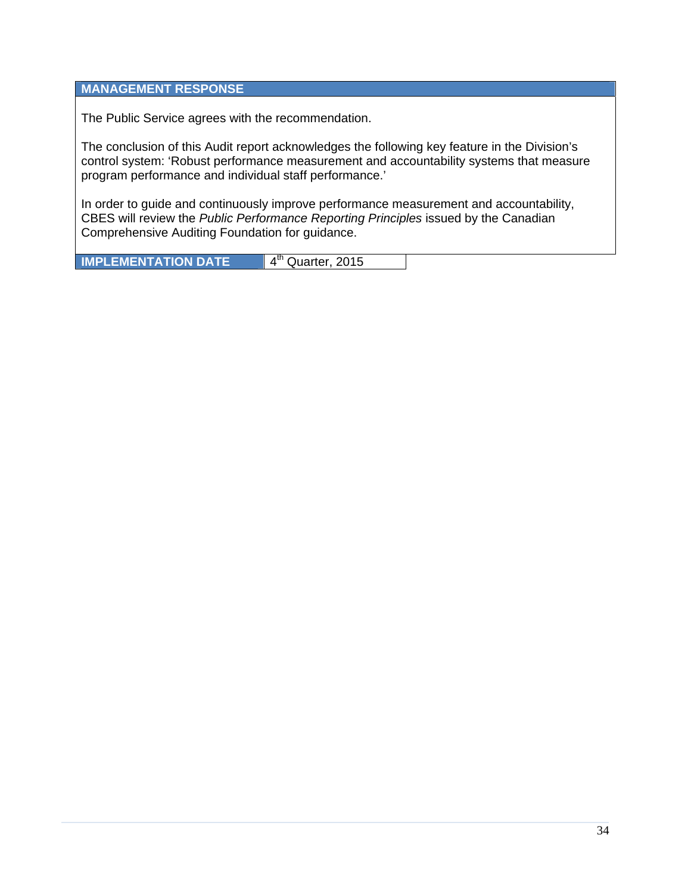**MANAGEMENT RESPONSE**

The Public Service agrees with the recommendation.

The conclusion of this Audit report acknowledges the following key feature in the Division's control system: 'Robust performance measurement and accountability systems that measure program performance and individual staff performance.'

In order to guide and continuously improve performance measurement and accountability, CBES will review the *Public Performance Reporting Principles* issued by the Canadian Comprehensive Auditing Foundation for guidance.

| **IMPLEMENTATION DATE** | 4th Quarter, 2015 |
|---|---|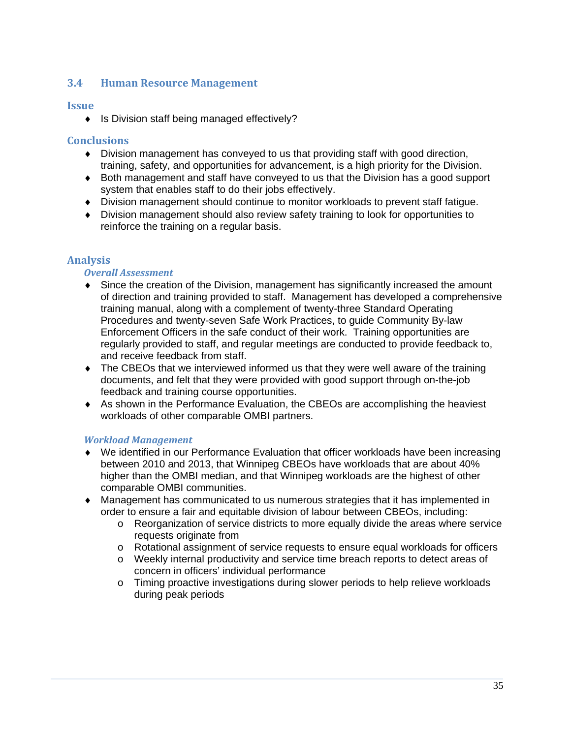## 3.4 Human Resource Management

### Issue

- Is Division staff being managed effectively?

### Conclusions

- Division management has conveyed to us that providing staff with good direction, training, safety, and opportunities for advancement, is a high priority for the Division.
- Both management and staff have conveyed to us that the Division has a good support system that enables staff to do their jobs effectively.
- Division management should continue to monitor workloads to prevent staff fatigue.
- Division management should also review safety training to look for opportunities to reinforce the training on a regular basis.

### Analysis

#### *Overall Assessment*

- Since the creation of the Division, management has significantly increased the amount of direction and training provided to staff. Management has developed a comprehensive training manual, along with a complement of twenty-three Standard Operating Procedures and twenty-seven Safe Work Practices, to guide Community By-law Enforcement Officers in the safe conduct of their work. Training opportunities are regularly provided to staff, and regular meetings are conducted to provide feedback to, and receive feedback from staff.
- The CBEOs that we interviewed informed us that they were well aware of the training documents, and felt that they were provided with good support through on-the-job feedback and training course opportunities.
- As shown in the Performance Evaluation, the CBEOs are accomplishing the heaviest workloads of other comparable OMBI partners.

#### *Workload Management*

- We identified in our Performance Evaluation that officer workloads have been increasing between 2010 and 2013, that Winnipeg CBEOs have workloads that are about 40% higher than the OMBI median, and that Winnipeg workloads are the highest of other comparable OMBI communities.
- Management has communicated to us numerous strategies that it has implemented in order to ensure a fair and equitable division of labour between CBEOs, including:
  - Reorganization of service districts to more equally divide the areas where service requests originate from
  - Rotational assignment of service requests to ensure equal workloads for officers
  - Weekly internal productivity and service time breach reports to detect areas of concern in officers' individual performance
  - Timing proactive investigations during slower periods to help relieve workloads during peak periods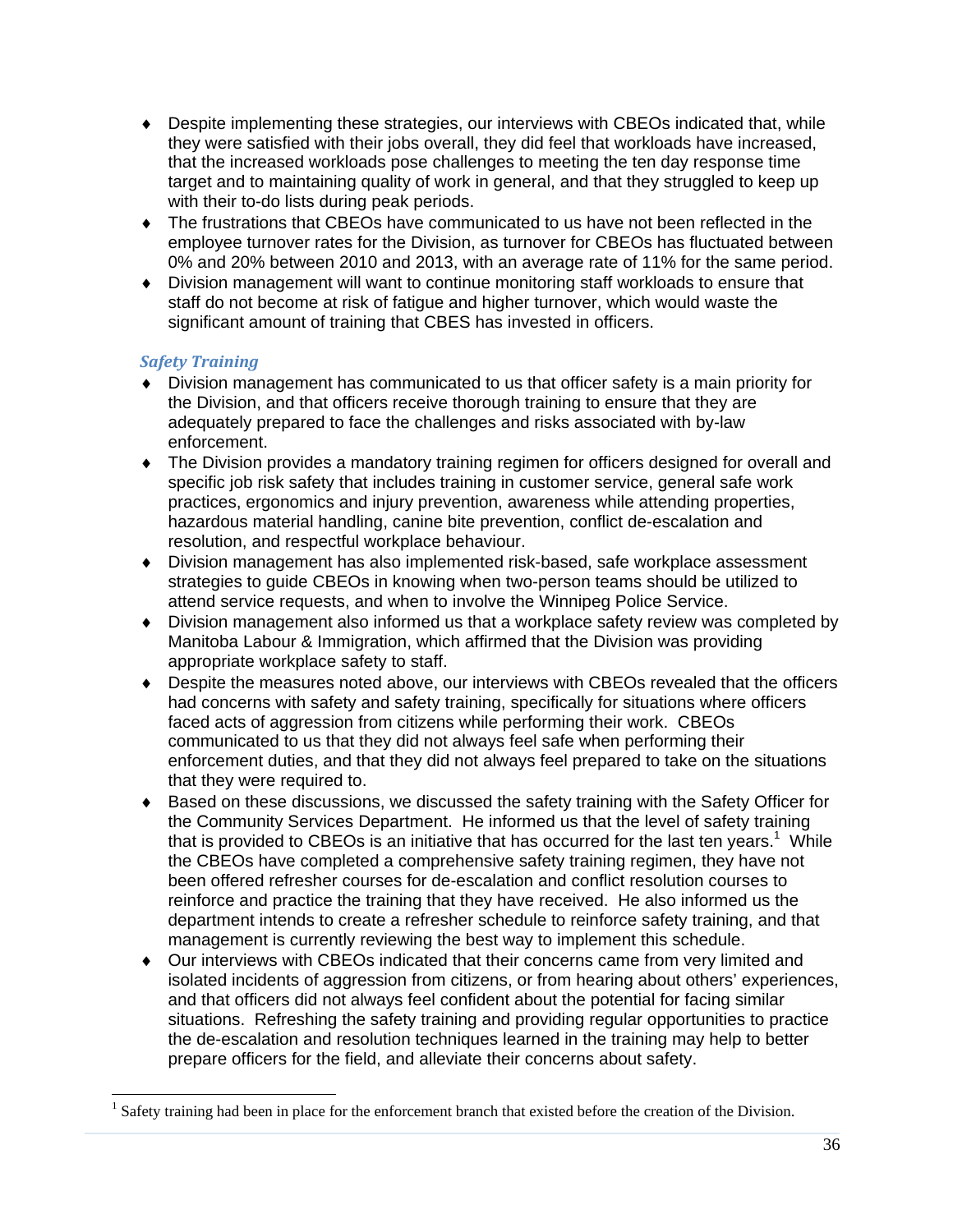- Despite implementing these strategies, our interviews with CBEOs indicated that, while they were satisfied with their jobs overall, they did feel that workloads have increased, that the increased workloads pose challenges to meeting the ten day response time target and to maintaining quality of work in general, and that they struggled to keep up with their to-do lists during peak periods.
- The frustrations that CBEOs have communicated to us have not been reflected in the employee turnover rates for the Division, as turnover for CBEOs has fluctuated between 0% and 20% between 2010 and 2013, with an average rate of 11% for the same period.
- Division management will want to continue monitoring staff workloads to ensure that staff do not become at risk of fatigue and higher turnover, which would waste the significant amount of training that CBES has invested in officers.

### *Safety Training*

- Division management has communicated to us that officer safety is a main priority for the Division, and that officers receive thorough training to ensure that they are adequately prepared to face the challenges and risks associated with by-law enforcement.
- The Division provides a mandatory training regimen for officers designed for overall and specific job risk safety that includes training in customer service, general safe work practices, ergonomics and injury prevention, awareness while attending properties, hazardous material handling, canine bite prevention, conflict de-escalation and resolution, and respectful workplace behaviour.
- Division management has also implemented risk-based, safe workplace assessment strategies to guide CBEOs in knowing when two-person teams should be utilized to attend service requests, and when to involve the Winnipeg Police Service.
- Division management also informed us that a workplace safety review was completed by Manitoba Labour & Immigration, which affirmed that the Division was providing appropriate workplace safety to staff.
- Despite the measures noted above, our interviews with CBEOs revealed that the officers had concerns with safety and safety training, specifically for situations where officers faced acts of aggression from citizens while performing their work. CBEOs communicated to us that they did not always feel safe when performing their enforcement duties, and that they did not always feel prepared to take on the situations that they were required to.
- Based on these discussions, we discussed the safety training with the Safety Officer for the Community Services Department. He informed us that the level of safety training that is provided to CBEOs is an initiative that has occurred for the last ten years.[1] While the CBEOs have completed a comprehensive safety training regimen, they have not been offered refresher courses for de-escalation and conflict resolution courses to reinforce and practice the training that they have received. He also informed us the department intends to create a refresher schedule to reinforce safety training, and that management is currently reviewing the best way to implement this schedule.
- Our interviews with CBEOs indicated that their concerns came from very limited and isolated incidents of aggression from citizens, or from hearing about others' experiences, and that officers did not always feel confident about the potential for facing similar situations. Refreshing the safety training and providing regular opportunities to practice the de-escalation and resolution techniques learned in the training may help to better prepare officers for the field, and alleviate their concerns about safety.

[1] Safety training had been in place for the enforcement branch that existed before the creation of the Division.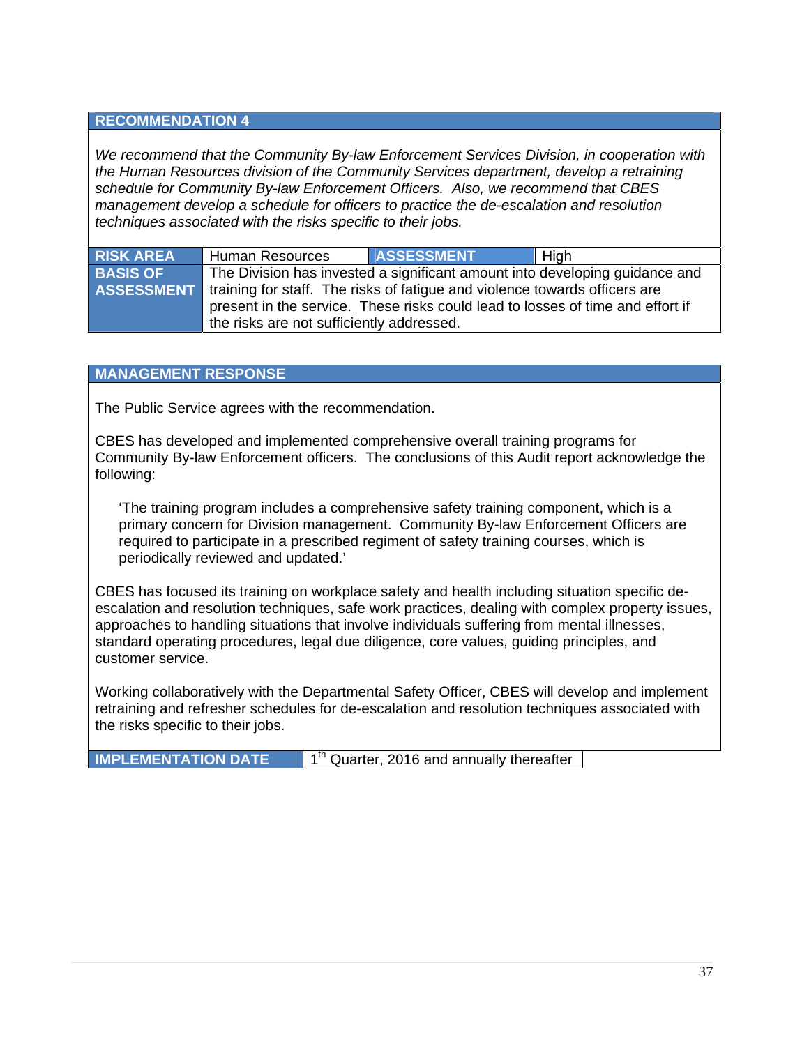## RECOMMENDATION 4

*We recommend that the Community By-law Enforcement Services Division, in cooperation with the Human Resources division of the Community Services department, develop a retraining schedule for Community By-law Enforcement Officers. Also, we recommend that CBES management develop a schedule for officers to practice the de-escalation and resolution techniques associated with the risks specific to their jobs.*

| **RISK AREA** | Human Resources | **ASSESSMENT** | High |
|---|---|---|---|
| **BASIS OF ASSESSMENT** | The Division has invested a significant amount into developing guidance and training for staff. The risks of fatigue and violence towards officers are present in the service. These risks could lead to losses of time and effort if the risks are not sufficiently addressed. | | |

## MANAGEMENT RESPONSE

The Public Service agrees with the recommendation.

CBES has developed and implemented comprehensive overall training programs for Community By-law Enforcement officers. The conclusions of this Audit report acknowledge the following:

> 'The training program includes a comprehensive safety training component, which is a primary concern for Division management. Community By-law Enforcement Officers are required to participate in a prescribed regiment of safety training courses, which is periodically reviewed and updated.'

CBES has focused its training on workplace safety and health including situation specific de-escalation and resolution techniques, safe work practices, dealing with complex property issues, approaches to handling situations that involve individuals suffering from mental illnesses, standard operating procedures, legal due diligence, core values, guiding principles, and customer service.

Working collaboratively with the Departmental Safety Officer, CBES will develop and implement retraining and refresher schedules for de-escalation and resolution techniques associated with the risks specific to their jobs.

| **IMPLEMENTATION DATE** | 1th Quarter, 2016 and annually thereafter |
|---|---|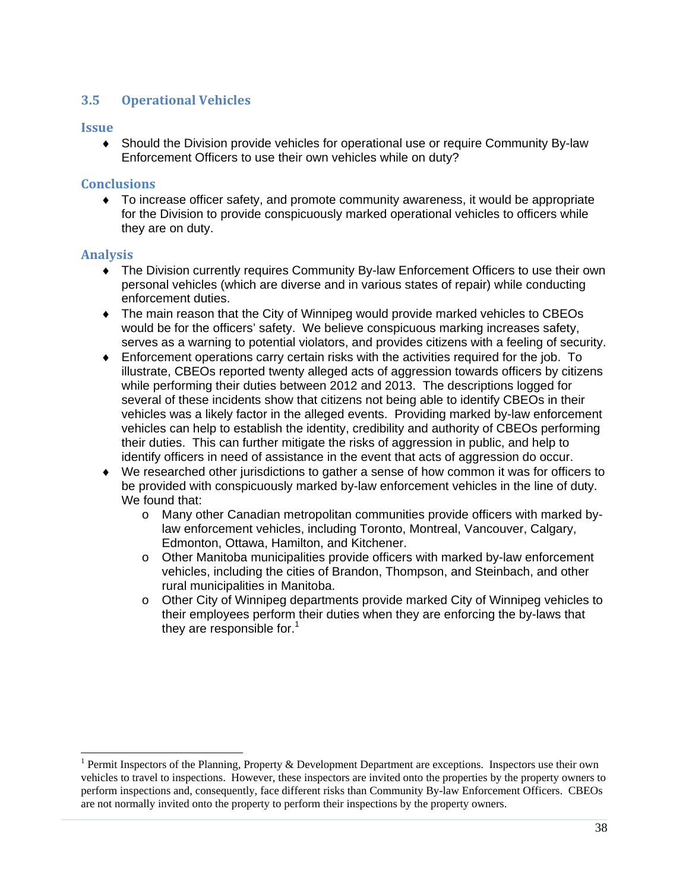## 3.5 Operational Vehicles

### Issue

- Should the Division provide vehicles for operational use or require Community By-law Enforcement Officers to use their own vehicles while on duty?

### Conclusions

- To increase officer safety, and promote community awareness, it would be appropriate for the Division to provide conspicuously marked operational vehicles to officers while they are on duty.

### Analysis

- The Division currently requires Community By-law Enforcement Officers to use their own personal vehicles (which are diverse and in various states of repair) while conducting enforcement duties.
- The main reason that the City of Winnipeg would provide marked vehicles to CBEOs would be for the officers' safety. We believe conspicuous marking increases safety, serves as a warning to potential violators, and provides citizens with a feeling of security.
- Enforcement operations carry certain risks with the activities required for the job. To illustrate, CBEOs reported twenty alleged acts of aggression towards officers by citizens while performing their duties between 2012 and 2013. The descriptions logged for several of these incidents show that citizens not being able to identify CBEOs in their vehicles was a likely factor in the alleged events. Providing marked by-law enforcement vehicles can help to establish the identity, credibility and authority of CBEOs performing their duties. This can further mitigate the risks of aggression in public, and help to identify officers in need of assistance in the event that acts of aggression do occur.
- We researched other jurisdictions to gather a sense of how common it was for officers to be provided with conspicuously marked by-law enforcement vehicles in the line of duty. We found that:
  - Many other Canadian metropolitan communities provide officers with marked by-law enforcement vehicles, including Toronto, Montreal, Vancouver, Calgary, Edmonton, Ottawa, Hamilton, and Kitchener.
  - Other Manitoba municipalities provide officers with marked by-law enforcement vehicles, including the cities of Brandon, Thompson, and Steinbach, and other rural municipalities in Manitoba.
  - Other City of Winnipeg departments provide marked City of Winnipeg vehicles to their employees perform their duties when they are enforcing the by-laws that they are responsible for.[1]

[1] Permit Inspectors of the Planning, Property & Development Department are exceptions. Inspectors use their own vehicles to travel to inspections. However, these inspectors are invited onto the properties by the property owners to perform inspections and, consequently, face different risks than Community By-law Enforcement Officers. CBEOs are not normally invited onto the property to perform their inspections by the property owners.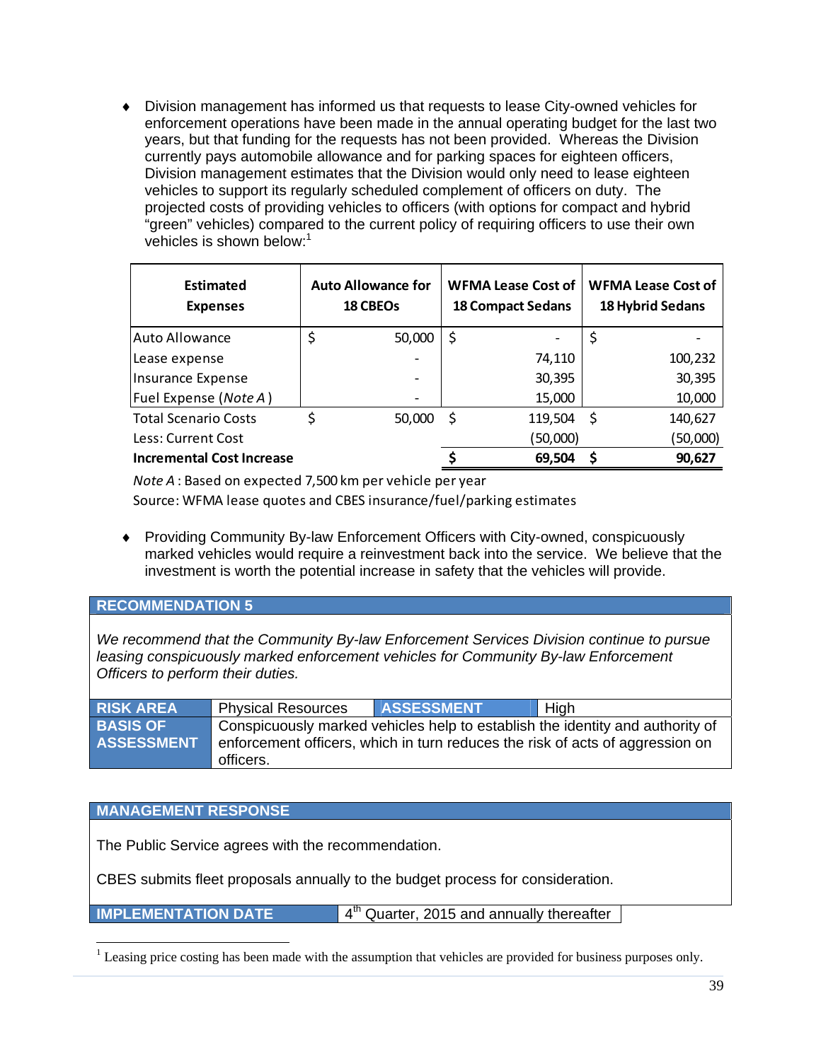- Division management has informed us that requests to lease City-owned vehicles for enforcement operations have been made in the annual operating budget for the last two years, but that funding for the requests has not been provided. Whereas the Division currently pays automobile allowance and for parking spaces for eighteen officers, Division management estimates that the Division would only need to lease eighteen vehicles to support its regularly scheduled complement of officers on duty. The projected costs of providing vehicles to officers (with options for compact and hybrid "green" vehicles) compared to the current policy of requiring officers to use their own vehicles is shown below:[1]

| Estimated Expenses | Auto Allowance for 18 CBEOs | WFMA Lease Cost of 18 Compact Sedans | WFMA Lease Cost of 18 Hybrid Sedans |
|---|---|---|---|
| Auto Allowance | $ 50,000 | $ - | $ - |
| Lease expense | - | 74,110 | 100,232 |
| Insurance Expense | - | 30,395 | 30,395 |
| Fuel Expense (*Note A*) | - | 15,000 | 10,000 |
| Total Scenario Costs | $ 50,000 | $ 119,504 | $ 140,627 |
| Less: Current Cost | | (50,000) | (50,000) |
| **Incremental Cost Increase** | | **$ 69,504** | **$ 90,627** |

*Note A*: Based on expected 7,500 km per vehicle per year

Source: WFMA lease quotes and CBES insurance/fuel/parking estimates

- Providing Community By-law Enforcement Officers with City-owned, conspicuously marked vehicles would require a reinvestment back into the service. We believe that the investment is worth the potential increase in safety that the vehicles will provide.

**RECOMMENDATION 5**

*We recommend that the Community By-law Enforcement Services Division continue to pursue leasing conspicuously marked enforcement vehicles for Community By-law Enforcement Officers to perform their duties.*

| **RISK AREA** | Physical Resources | **ASSESSMENT** | High |
|---|---|---|---|
| **BASIS OF ASSESSMENT** | Conspicuously marked vehicles help to establish the identity and authority of enforcement officers, which in turn reduces the risk of acts of aggression on officers. | | |

**MANAGEMENT RESPONSE**

The Public Service agrees with the recommendation.

CBES submits fleet proposals annually to the budget process for consideration.

| **IMPLEMENTATION DATE** | 4th Quarter, 2015 and annually thereafter |
|---|---|

[1] Leasing price costing has been made with the assumption that vehicles are provided for business purposes only.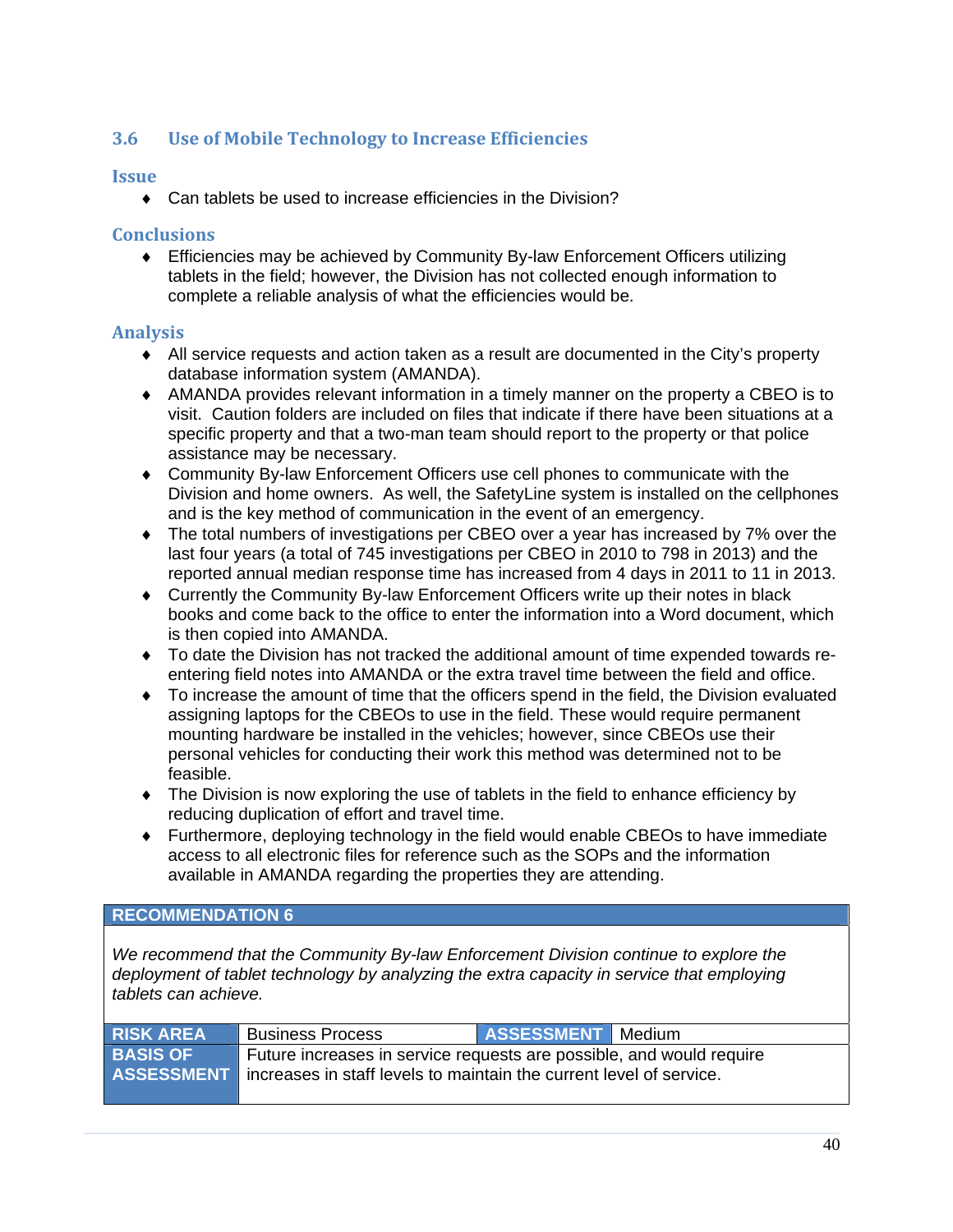## 3.6 Use of Mobile Technology to Increase Efficiencies

### Issue

- Can tablets be used to increase efficiencies in the Division?

### Conclusions

- Efficiencies may be achieved by Community By-law Enforcement Officers utilizing tablets in the field; however, the Division has not collected enough information to complete a reliable analysis of what the efficiencies would be.

### Analysis

- All service requests and action taken as a result are documented in the City's property database information system (AMANDA).
- AMANDA provides relevant information in a timely manner on the property a CBEO is to visit. Caution folders are included on files that indicate if there have been situations at a specific property and that a two-man team should report to the property or that police assistance may be necessary.
- Community By-law Enforcement Officers use cell phones to communicate with the Division and home owners. As well, the SafetyLine system is installed on the cellphones and is the key method of communication in the event of an emergency.
- The total numbers of investigations per CBEO over a year has increased by 7% over the last four years (a total of 745 investigations per CBEO in 2010 to 798 in 2013) and the reported annual median response time has increased from 4 days in 2011 to 11 in 2013.
- Currently the Community By-law Enforcement Officers write up their notes in black books and come back to the office to enter the information into a Word document, which is then copied into AMANDA.
- To date the Division has not tracked the additional amount of time expended towards re-entering field notes into AMANDA or the extra travel time between the field and office.
- To increase the amount of time that the officers spend in the field, the Division evaluated assigning laptops for the CBEOs to use in the field. These would require permanent mounting hardware be installed in the vehicles; however, since CBEOs use their personal vehicles for conducting their work this method was determined not to be feasible.
- The Division is now exploring the use of tablets in the field to enhance efficiency by reducing duplication of effort and travel time.
- Furthermore, deploying technology in the field would enable CBEOs to have immediate access to all electronic files for reference such as the SOPs and the information available in AMANDA regarding the properties they are attending.

| RECOMMENDATION 6 | | | |
|---|---|---|---|
| *We recommend that the Community By-law Enforcement Division continue to explore the deployment of tablet technology by analyzing the extra capacity in service that employing tablets can achieve.* | | | |
| **RISK AREA** | Business Process | **ASSESSMENT** | Medium |
| **BASIS OF ASSESSMENT** | Future increases in service requests are possible, and would require increases in staff levels to maintain the current level of service. | | |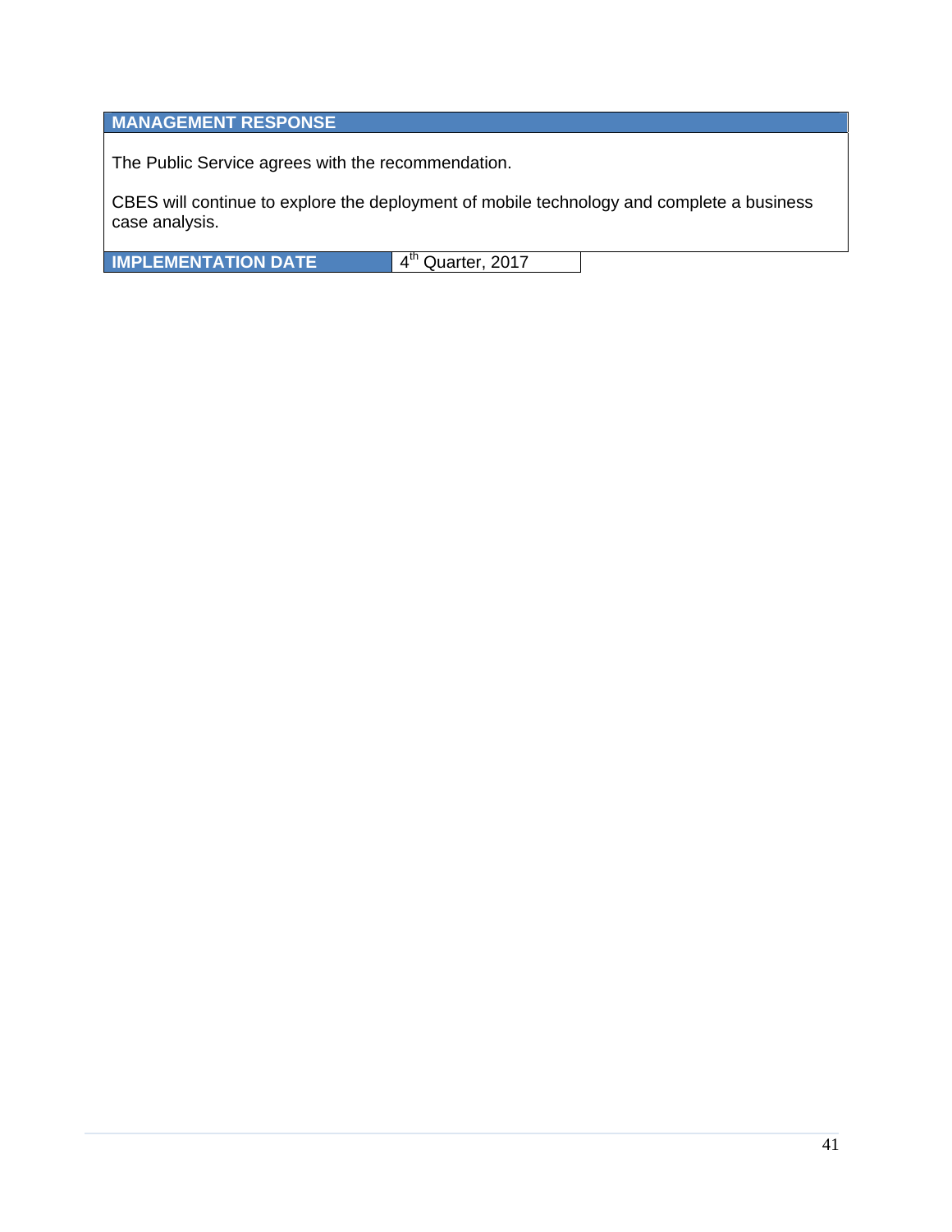| MANAGEMENT RESPONSE |
|---|
| The Public Service agrees with the recommendation.<br><br>CBES will continue to explore the deployment of mobile technology and complete a business case analysis. |

| IMPLEMENTATION DATE | 4th Quarter, 2017 |
|---|---|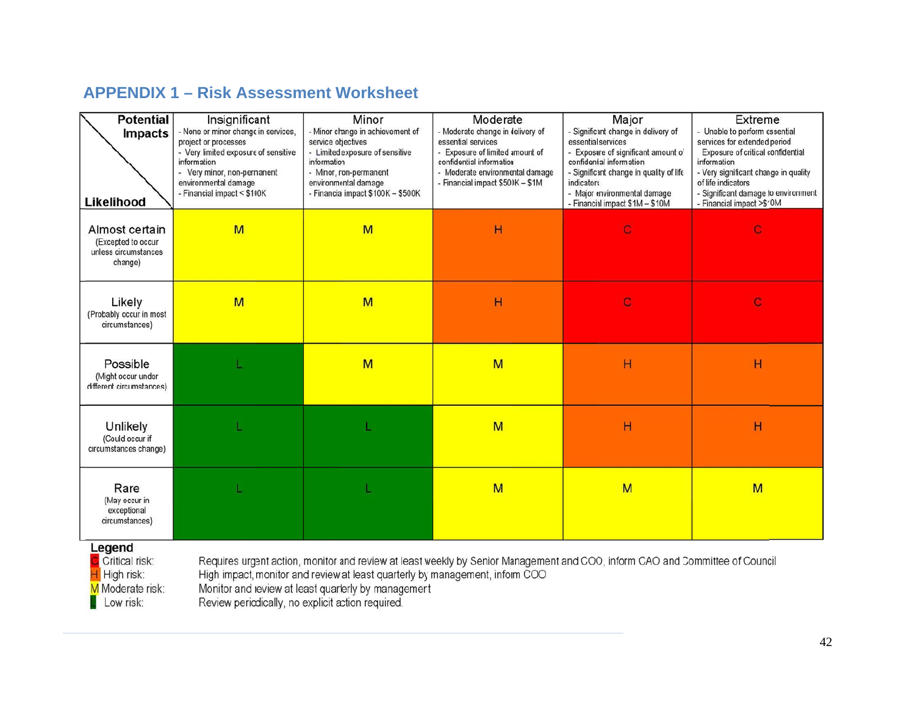## APPENDIX 1 – Risk Assessment Worksheet

| Likelihood \ Potential Impacts | Insignificant<br>- None or minor change in services, project or processes<br>- Very limited exposure of sensitive information<br>- Very minor, non-permanent environmental damage<br>- Financial impact < $100K | Minor<br>- Minor change in achievement of service objectives<br>- Limited exposure of sensitive information<br>- Minor, non-permanent environmental damage<br>- Financial impact $100K – $500K | Moderate<br>- Moderate change in delivery of essential services<br>- Exposure of limited amount of confidential information<br>- Moderate environmental damage<br>- Financial impact $500K – $1M | Major<br>- Significant change in delivery of essential services<br>- Exposure of significant amount of confidential information<br>- Significant change in quality of life indicators<br>- Major environmental damage<br>- Financial impact $1M – $10M | Extreme<br>- Unable to perform essential services for extended period<br>- Exposure of critical confidential information<br>- Very significant change in quality of life indicators<br>- Significant damage to environment<br>- Financial impact >$10M |
|---|---|---|---|---|---|
| **Almost certain**<br>(Excepted to occur unless circumstances change) | M | M | H | C | C |
| **Likely**<br>(Probably occur in most circumstances) | M | M | H | C | C |
| **Possible**<br>(Might occur under different circumstances) | L | M | M | H | H |
| **Unlikely**<br>(Could occur if circumstances change) | L | L | M | H | H |
| **Rare**<br>(May occur in exceptional circumstances) | L | L | M | M | M |

**Legend**

| | |
|---|---|
| C Critical risk: | Requires urgent action, monitor and review at least weekly by Senior Management and COO, inform CAO and Committee of Council |
| H High risk: | High impact, monitor and review at least quarterly by management, inform COO |
| M Moderate risk: | Monitor and review at least quarterly by management |
| Low risk: | Review periodically, no explicit action required. |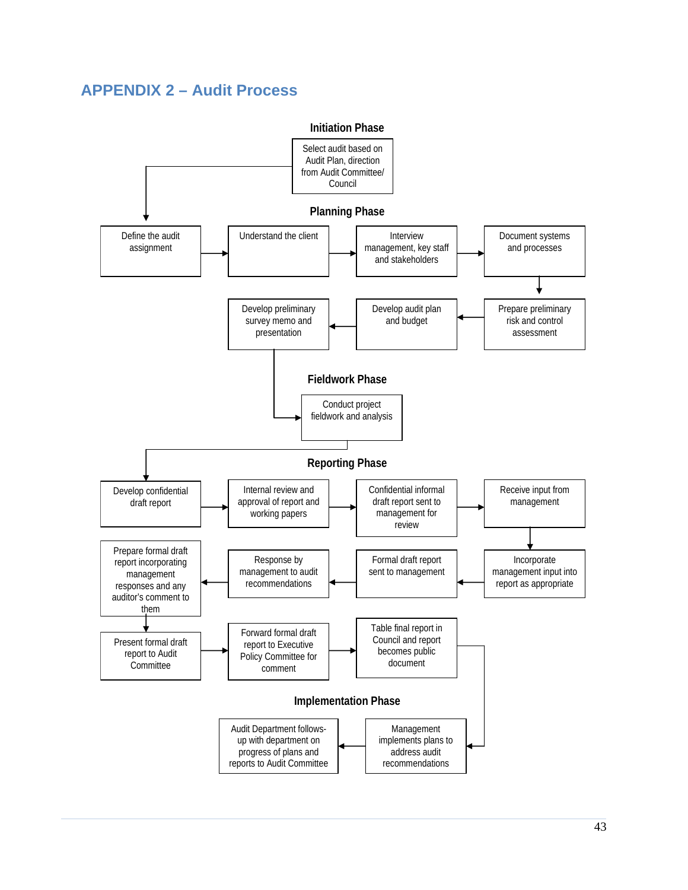# APPENDIX 2 – Audit Process

### Initiation Phase

- Select audit based on Audit Plan, direction from Audit Committee/ Council

### Planning Phase

- Define the audit assignment
- Understand the client
- Interview management, key staff and stakeholders
- Document systems and processes
- Prepare preliminary risk and control assessment
- Develop audit plan and budget
- Develop preliminary survey memo and presentation

### Fieldwork Phase

- Conduct project fieldwork and analysis

### Reporting Phase

- Develop confidential draft report
- Internal review and approval of report and working papers
- Confidential informal draft report sent to management for review
- Receive input from management
- Incorporate management input into report as appropriate
- Formal draft report sent to management
- Response by management to audit recommendations
- Prepare formal draft report incorporating management responses and any auditor's comment to them
- Present formal draft report to Audit Committee
- Forward formal draft report to Executive Policy Committee for comment
- Table final report in Council and report becomes public document

### Implementation Phase

- Management implements plans to address audit recommendations
- Audit Department follows-up with department on progress of plans and reports to Audit Committee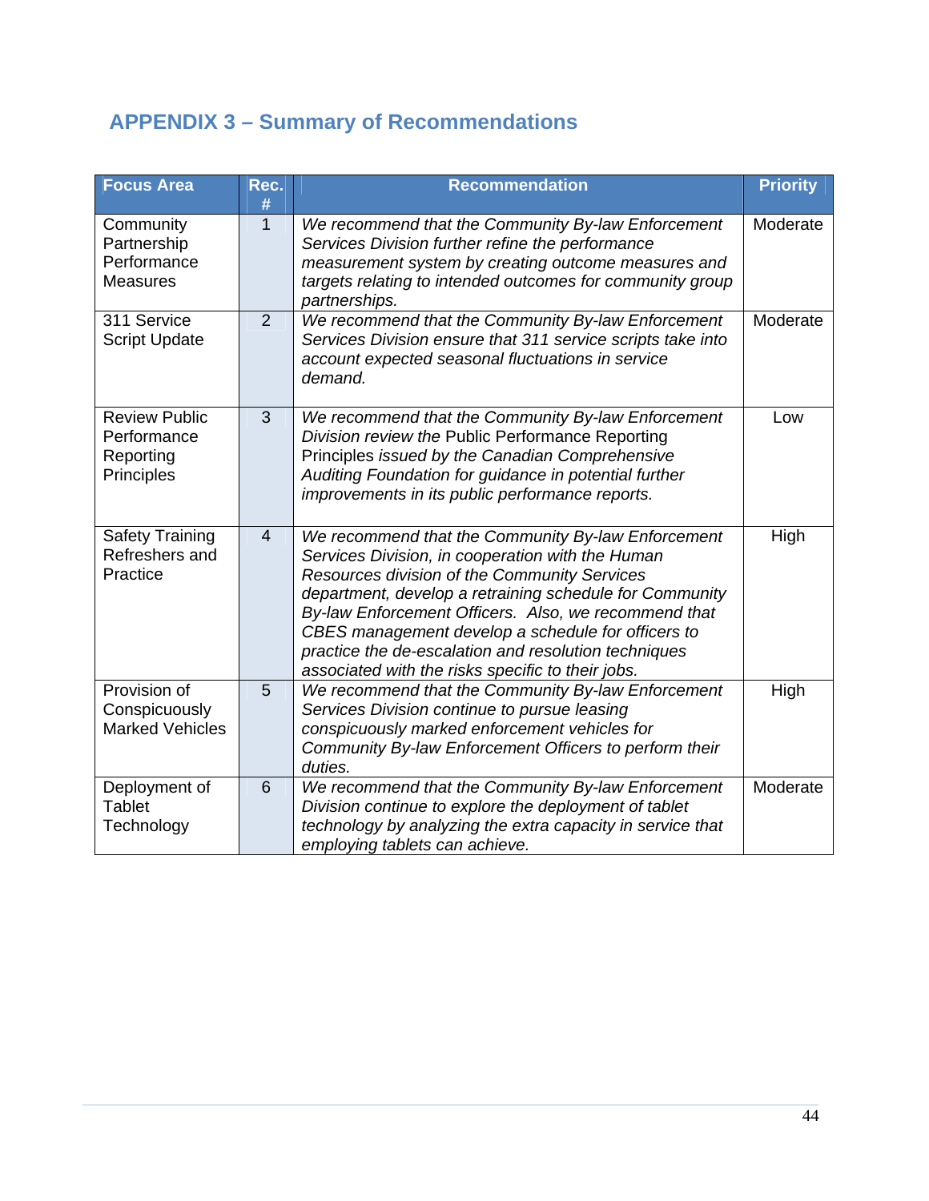## APPENDIX 3 – Summary of Recommendations

| Focus Area | Rec. # | Recommendation | Priority |
|---|---|---|---|
| Community Partnership Performance Measures | 1 | *We recommend that the Community By-law Enforcement Services Division further refine the performance measurement system by creating outcome measures and targets relating to intended outcomes for community group partnerships.* | Moderate |
| 311 Service Script Update | 2 | *We recommend that the Community By-law Enforcement Services Division ensure that 311 service scripts take into account expected seasonal fluctuations in service demand.* | Moderate |
| Review Public Performance Reporting Principles | 3 | *We recommend that the Community By-law Enforcement Division review the* Public Performance Reporting Principles *issued by the Canadian Comprehensive Auditing Foundation for guidance in potential further improvements in its public performance reports.* | Low |
| Safety Training Refreshers and Practice | 4 | *We recommend that the Community By-law Enforcement Services Division, in cooperation with the Human Resources division of the Community Services department, develop a retraining schedule for Community By-law Enforcement Officers. Also, we recommend that CBES management develop a schedule for officers to practice the de-escalation and resolution techniques associated with the risks specific to their jobs.* | High |
| Provision of Conspicuously Marked Vehicles | 5 | *We recommend that the Community By-law Enforcement Services Division continue to pursue leasing conspicuously marked enforcement vehicles for Community By-law Enforcement Officers to perform their duties.* | High |
| Deployment of Tablet Technology | 6 | *We recommend that the Community By-law Enforcement Division continue to explore the deployment of tablet technology by analyzing the extra capacity in service that employing tablets can achieve.* | Moderate |